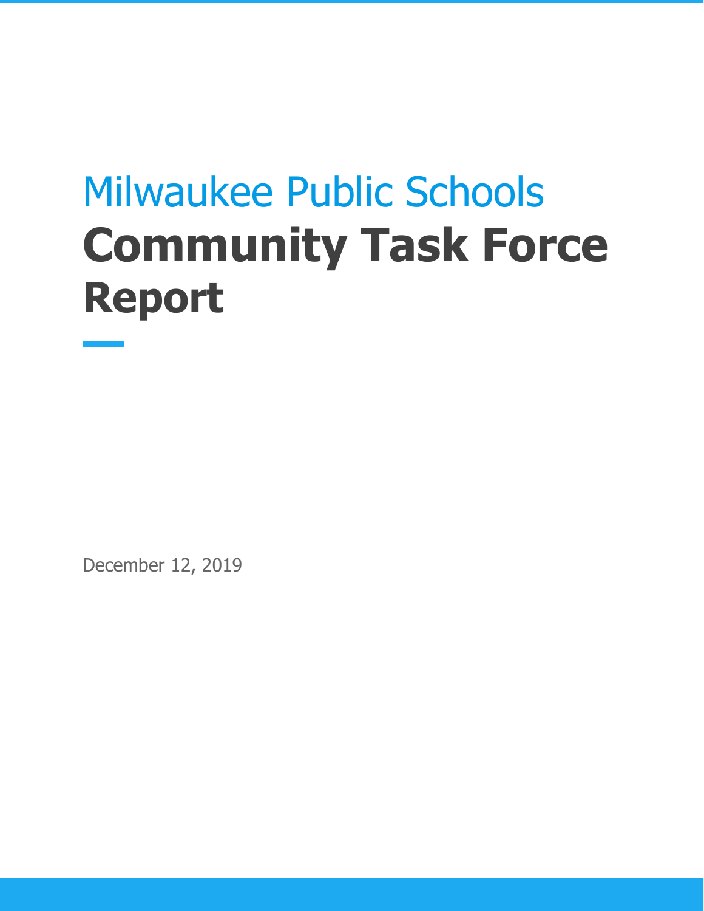# Milwaukee Public Schools

# Community Task Force Report

December 12, 2019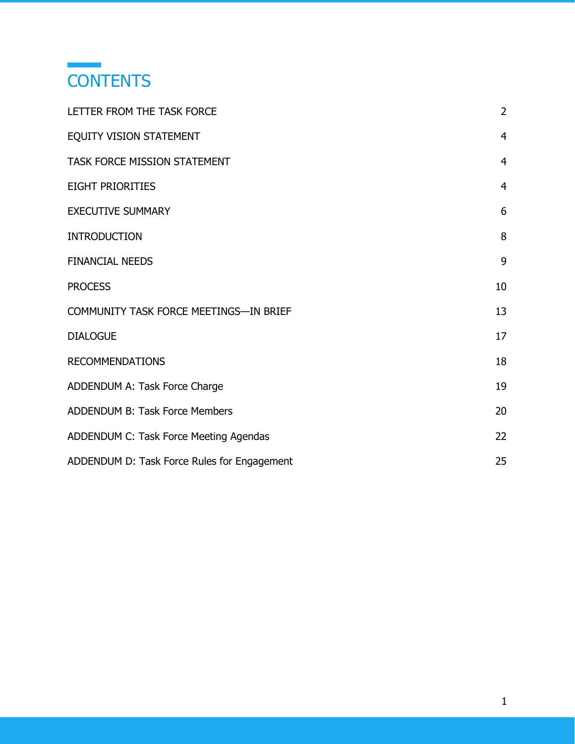# CONTENTS

| | |
|---|---|
| LETTER FROM THE TASK FORCE | 2 |
| EQUITY VISION STATEMENT | 4 |
| TASK FORCE MISSION STATEMENT | 4 |
| EIGHT PRIORITIES | 4 |
| EXECUTIVE SUMMARY | 6 |
| INTRODUCTION | 8 |
| FINANCIAL NEEDS | 9 |
| PROCESS | 10 |
| COMMUNITY TASK FORCE MEETINGS—IN BRIEF | 13 |
| DIALOGUE | 17 |
| RECOMMENDATIONS | 18 |
| ADDENDUM A: Task Force Charge | 19 |
| ADDENDUM B: Task Force Members | 20 |
| ADDENDUM C: Task Force Meeting Agendas | 22 |
| ADDENDUM D: Task Force Rules for Engagement | 25 |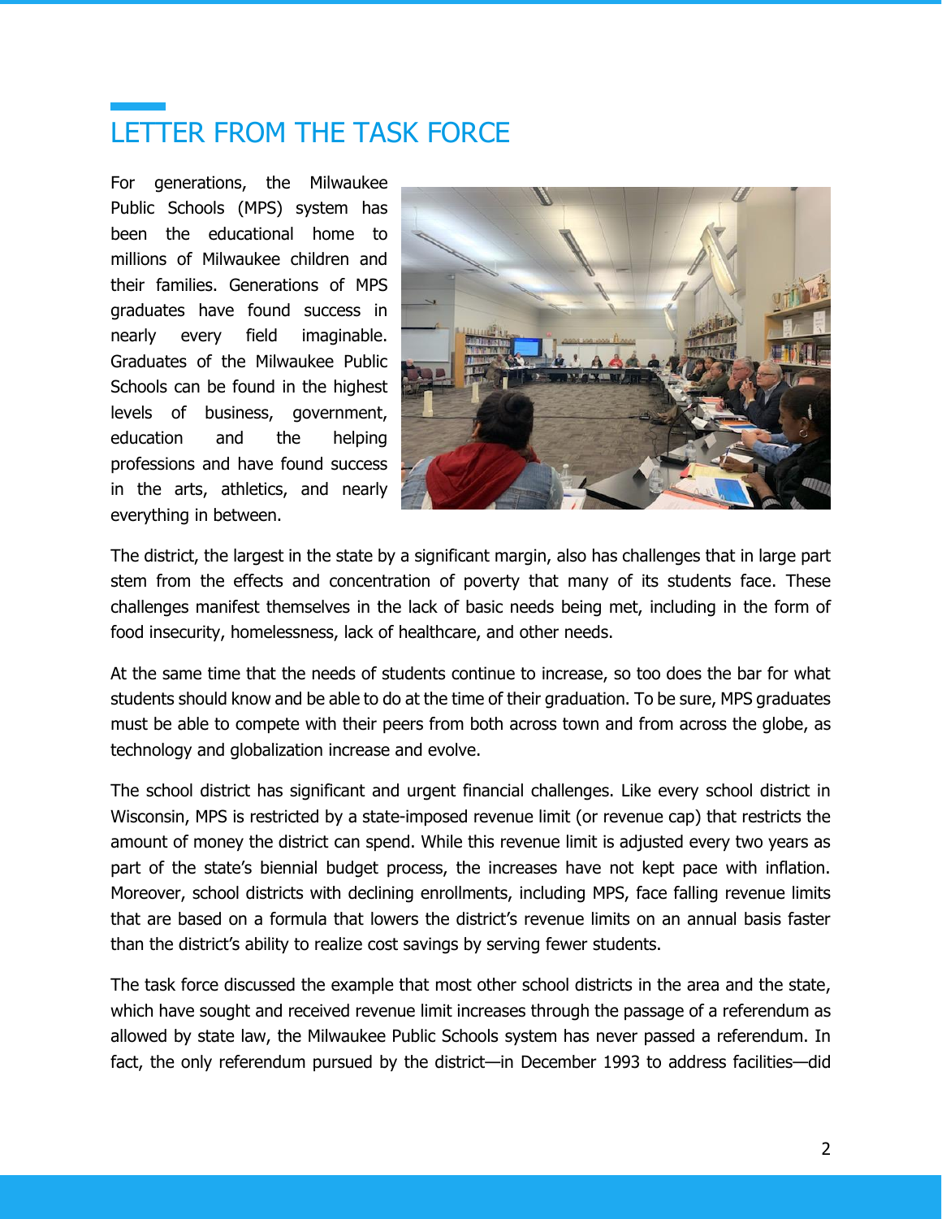# LETTER FROM THE TASK FORCE

For generations, the Milwaukee Public Schools (MPS) system has been the educational home to millions of Milwaukee children and their families. Generations of MPS graduates have found success in nearly every field imaginable. Graduates of the Milwaukee Public Schools can be found in the highest levels of business, government, education and the helping professions and have found success in the arts, athletics, and nearly everything in between.

The district, the largest in the state by a significant margin, also has challenges that in large part stem from the effects and concentration of poverty that many of its students face. These challenges manifest themselves in the lack of basic needs being met, including in the form of food insecurity, homelessness, lack of healthcare, and other needs.

At the same time that the needs of students continue to increase, so too does the bar for what students should know and be able to do at the time of their graduation. To be sure, MPS graduates must be able to compete with their peers from both across town and from across the globe, as technology and globalization increase and evolve.

The school district has significant and urgent financial challenges. Like every school district in Wisconsin, MPS is restricted by a state-imposed revenue limit (or revenue cap) that restricts the amount of money the district can spend. While this revenue limit is adjusted every two years as part of the state's biennial budget process, the increases have not kept pace with inflation. Moreover, school districts with declining enrollments, including MPS, face falling revenue limits that are based on a formula that lowers the district's revenue limits on an annual basis faster than the district's ability to realize cost savings by serving fewer students.

The task force discussed the example that most other school districts in the area and the state, which have sought and received revenue limit increases through the passage of a referendum as allowed by state law, the Milwaukee Public Schools system has never passed a referendum. In fact, the only referendum pursued by the district—in December 1993 to address facilities—did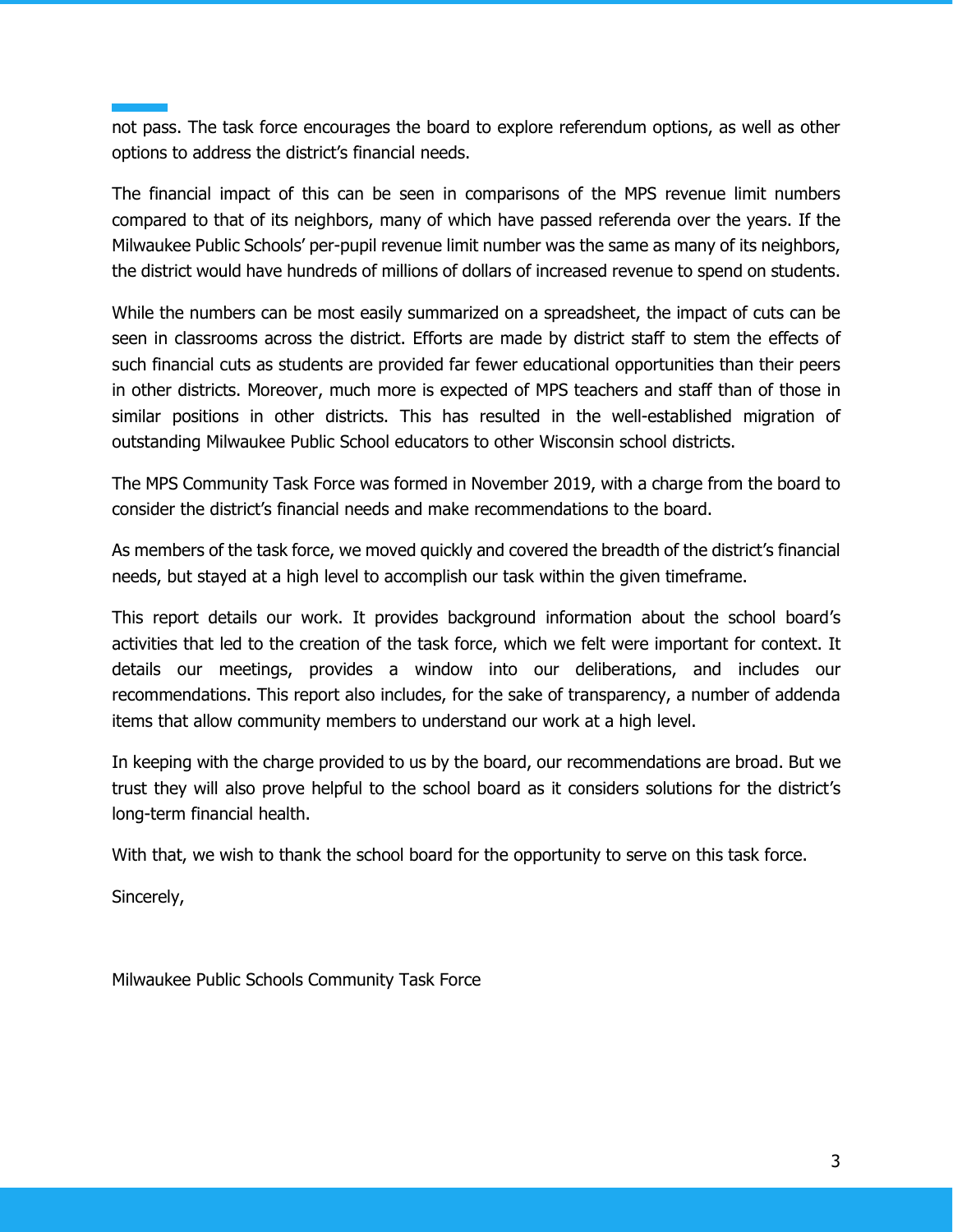not pass. The task force encourages the board to explore referendum options, as well as other options to address the district's financial needs.

The financial impact of this can be seen in comparisons of the MPS revenue limit numbers compared to that of its neighbors, many of which have passed referenda over the years. If the Milwaukee Public Schools' per-pupil revenue limit number was the same as many of its neighbors, the district would have hundreds of millions of dollars of increased revenue to spend on students.

While the numbers can be most easily summarized on a spreadsheet, the impact of cuts can be seen in classrooms across the district. Efforts are made by district staff to stem the effects of such financial cuts as students are provided far fewer educational opportunities than their peers in other districts. Moreover, much more is expected of MPS teachers and staff than of those in similar positions in other districts. This has resulted in the well-established migration of outstanding Milwaukee Public School educators to other Wisconsin school districts.

The MPS Community Task Force was formed in November 2019, with a charge from the board to consider the district's financial needs and make recommendations to the board.

As members of the task force, we moved quickly and covered the breadth of the district's financial needs, but stayed at a high level to accomplish our task within the given timeframe.

This report details our work. It provides background information about the school board's activities that led to the creation of the task force, which we felt were important for context. It details our meetings, provides a window into our deliberations, and includes our recommendations. This report also includes, for the sake of transparency, a number of addenda items that allow community members to understand our work at a high level.

In keeping with the charge provided to us by the board, our recommendations are broad. But we trust they will also prove helpful to the school board as it considers solutions for the district's long-term financial health.

With that, we wish to thank the school board for the opportunity to serve on this task force.

Sincerely,

Milwaukee Public Schools Community Task Force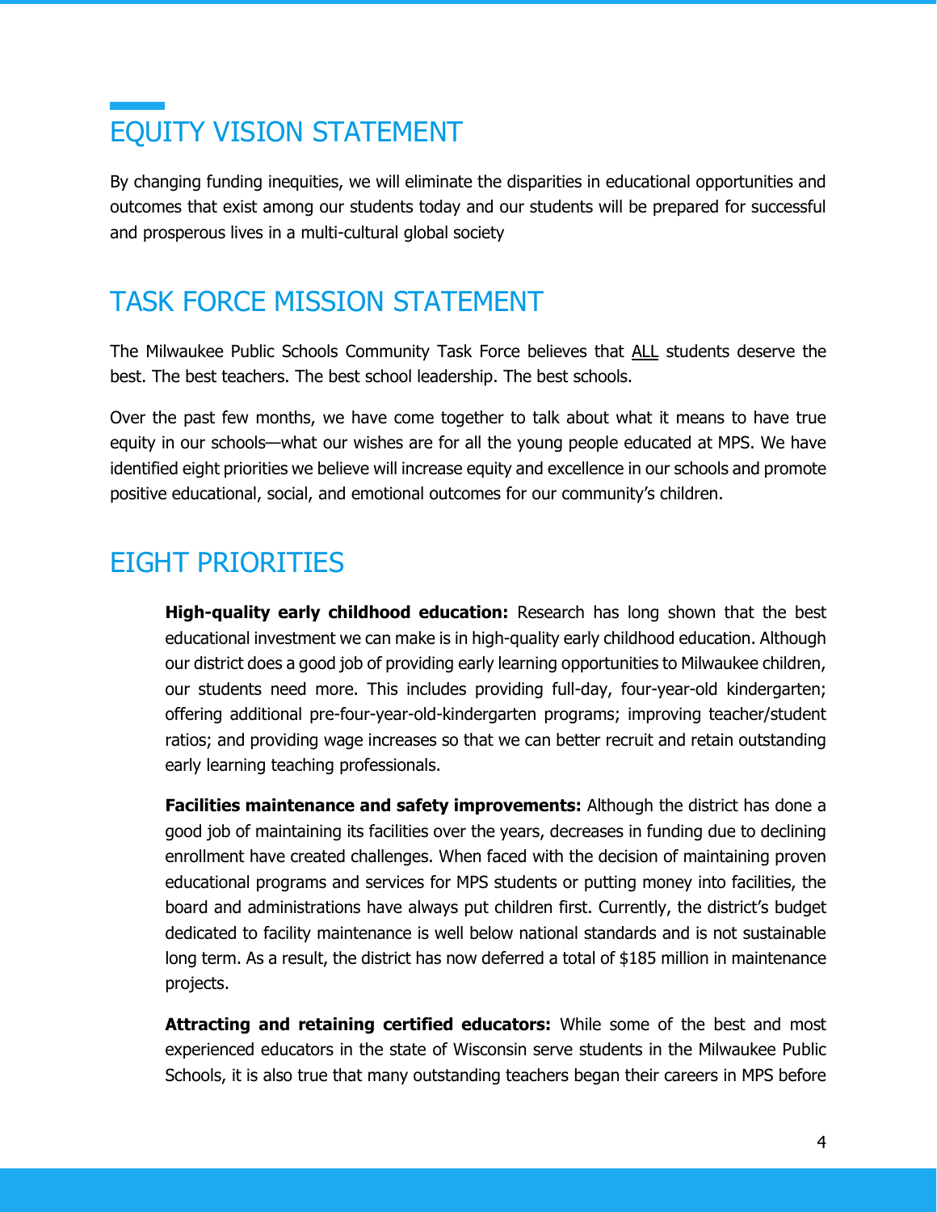## EQUITY VISION STATEMENT

By changing funding inequities, we will eliminate the disparities in educational opportunities and outcomes that exist among our students today and our students will be prepared for successful and prosperous lives in a multi-cultural global society

## TASK FORCE MISSION STATEMENT

The Milwaukee Public Schools Community Task Force believes that ALL students deserve the best. The best teachers. The best school leadership. The best schools.

Over the past few months, we have come together to talk about what it means to have true equity in our schools—what our wishes are for all the young people educated at MPS. We have identified eight priorities we believe will increase equity and excellence in our schools and promote positive educational, social, and emotional outcomes for our community's children.

## EIGHT PRIORITIES

**High-quality early childhood education:** Research has long shown that the best educational investment we can make is in high-quality early childhood education. Although our district does a good job of providing early learning opportunities to Milwaukee children, our students need more. This includes providing full-day, four-year-old kindergarten; offering additional pre-four-year-old-kindergarten programs; improving teacher/student ratios; and providing wage increases so that we can better recruit and retain outstanding early learning teaching professionals.

**Facilities maintenance and safety improvements:** Although the district has done a good job of maintaining its facilities over the years, decreases in funding due to declining enrollment have created challenges. When faced with the decision of maintaining proven educational programs and services for MPS students or putting money into facilities, the board and administrations have always put children first. Currently, the district's budget dedicated to facility maintenance is well below national standards and is not sustainable long term. As a result, the district has now deferred a total of $185 million in maintenance projects.

**Attracting and retaining certified educators:** While some of the best and most experienced educators in the state of Wisconsin serve students in the Milwaukee Public Schools, it is also true that many outstanding teachers began their careers in MPS before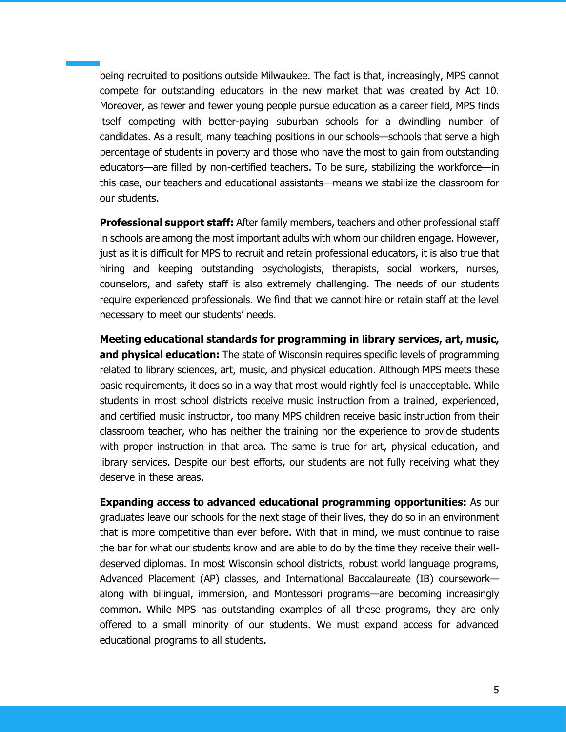being recruited to positions outside Milwaukee. The fact is that, increasingly, MPS cannot compete for outstanding educators in the new market that was created by Act 10. Moreover, as fewer and fewer young people pursue education as a career field, MPS finds itself competing with better-paying suburban schools for a dwindling number of candidates. As a result, many teaching positions in our schools—schools that serve a high percentage of students in poverty and those who have the most to gain from outstanding educators—are filled by non-certified teachers. To be sure, stabilizing the workforce—in this case, our teachers and educational assistants—means we stabilize the classroom for our students.

**Professional support staff:** After family members, teachers and other professional staff in schools are among the most important adults with whom our children engage. However, just as it is difficult for MPS to recruit and retain professional educators, it is also true that hiring and keeping outstanding psychologists, therapists, social workers, nurses, counselors, and safety staff is also extremely challenging. The needs of our students require experienced professionals. We find that we cannot hire or retain staff at the level necessary to meet our students' needs.

**Meeting educational standards for programming in library services, art, music, and physical education:** The state of Wisconsin requires specific levels of programming related to library sciences, art, music, and physical education. Although MPS meets these basic requirements, it does so in a way that most would rightly feel is unacceptable. While students in most school districts receive music instruction from a trained, experienced, and certified music instructor, too many MPS children receive basic instruction from their classroom teacher, who has neither the training nor the experience to provide students with proper instruction in that area. The same is true for art, physical education, and library services. Despite our best efforts, our students are not fully receiving what they deserve in these areas.

**Expanding access to advanced educational programming opportunities:** As our graduates leave our schools for the next stage of their lives, they do so in an environment that is more competitive than ever before. With that in mind, we must continue to raise the bar for what our students know and are able to do by the time they receive their well-deserved diplomas. In most Wisconsin school districts, robust world language programs, Advanced Placement (AP) classes, and International Baccalaureate (IB) coursework—along with bilingual, immersion, and Montessori programs—are becoming increasingly common. While MPS has outstanding examples of all these programs, they are only offered to a small minority of our students. We must expand access for advanced educational programs to all students.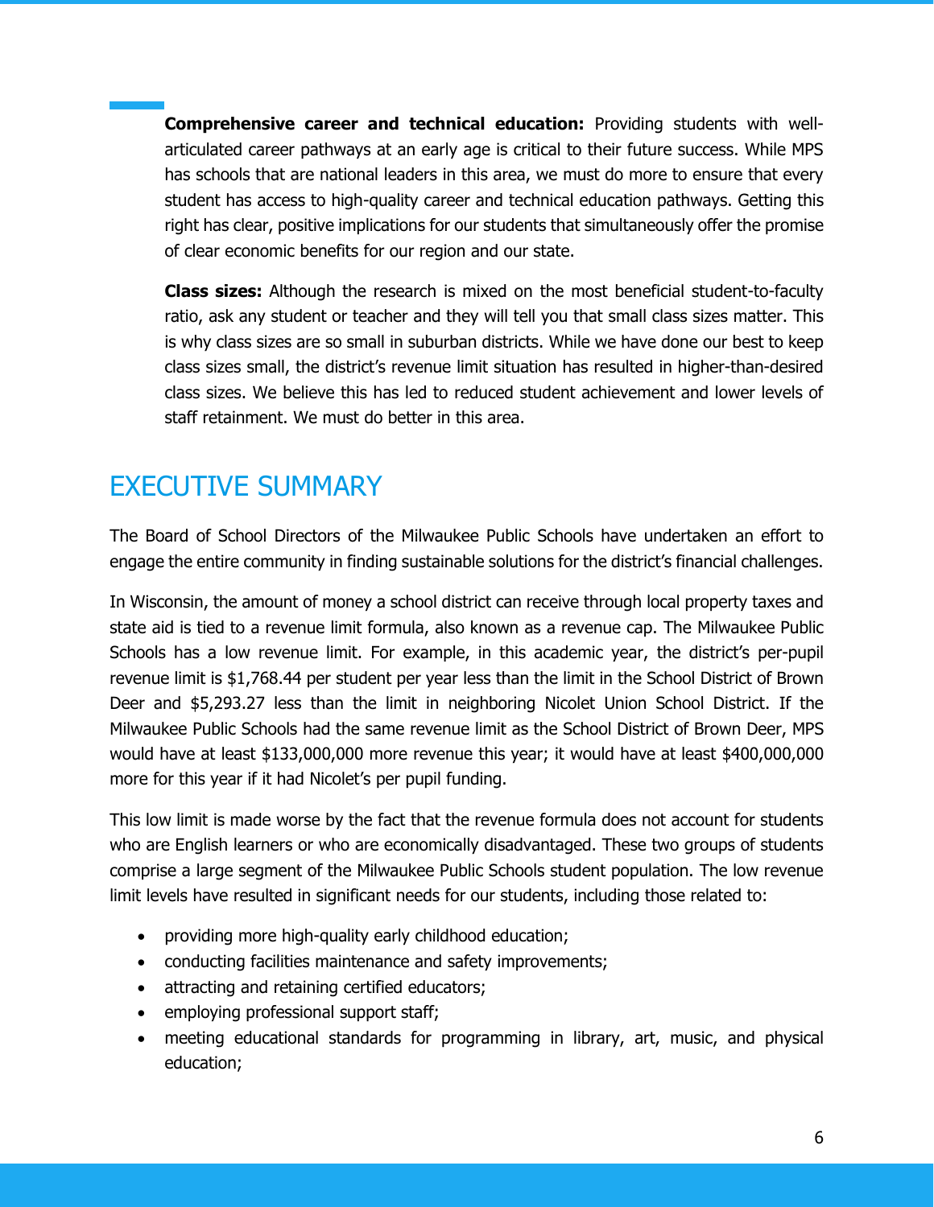**Comprehensive career and technical education:** Providing students with well-articulated career pathways at an early age is critical to their future success. While MPS has schools that are national leaders in this area, we must do more to ensure that every student has access to high-quality career and technical education pathways. Getting this right has clear, positive implications for our students that simultaneously offer the promise of clear economic benefits for our region and our state.

**Class sizes:** Although the research is mixed on the most beneficial student-to-faculty ratio, ask any student or teacher and they will tell you that small class sizes matter. This is why class sizes are so small in suburban districts. While we have done our best to keep class sizes small, the district's revenue limit situation has resulted in higher-than-desired class sizes. We believe this has led to reduced student achievement and lower levels of staff retainment. We must do better in this area.

# EXECUTIVE SUMMARY

The Board of School Directors of the Milwaukee Public Schools have undertaken an effort to engage the entire community in finding sustainable solutions for the district's financial challenges.

In Wisconsin, the amount of money a school district can receive through local property taxes and state aid is tied to a revenue limit formula, also known as a revenue cap. The Milwaukee Public Schools has a low revenue limit. For example, in this academic year, the district's per-pupil revenue limit is $1,768.44 per student per year less than the limit in the School District of Brown Deer and $5,293.27 less than the limit in neighboring Nicolet Union School District. If the Milwaukee Public Schools had the same revenue limit as the School District of Brown Deer, MPS would have at least $133,000,000 more revenue this year; it would have at least $400,000,000 more for this year if it had Nicolet's per pupil funding.

This low limit is made worse by the fact that the revenue formula does not account for students who are English learners or who are economically disadvantaged. These two groups of students comprise a large segment of the Milwaukee Public Schools student population. The low revenue limit levels have resulted in significant needs for our students, including those related to:

- providing more high-quality early childhood education;
- conducting facilities maintenance and safety improvements;
- attracting and retaining certified educators;
- employing professional support staff;
- meeting educational standards for programming in library, art, music, and physical education;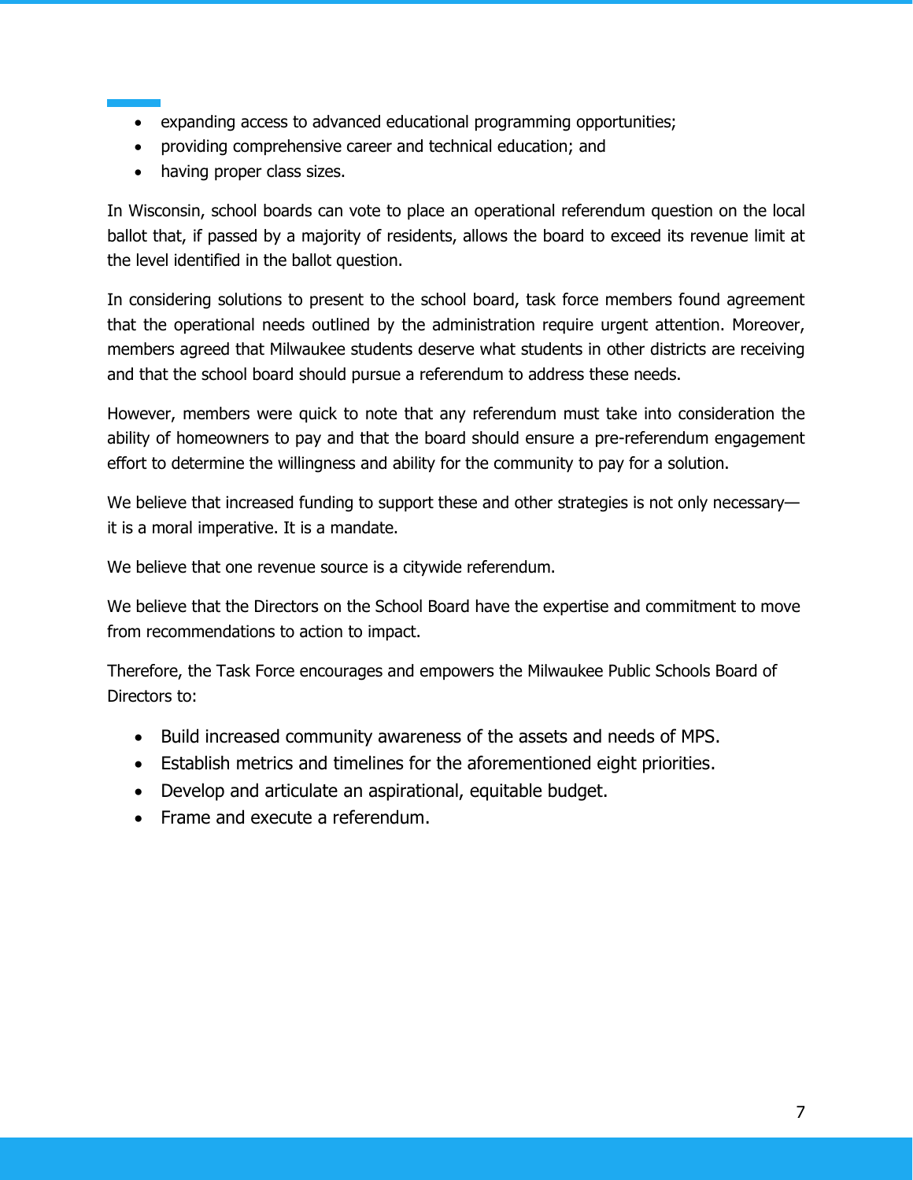- expanding access to advanced educational programming opportunities;
- providing comprehensive career and technical education; and
- having proper class sizes.

In Wisconsin, school boards can vote to place an operational referendum question on the local ballot that, if passed by a majority of residents, allows the board to exceed its revenue limit at the level identified in the ballot question.

In considering solutions to present to the school board, task force members found agreement that the operational needs outlined by the administration require urgent attention. Moreover, members agreed that Milwaukee students deserve what students in other districts are receiving and that the school board should pursue a referendum to address these needs.

However, members were quick to note that any referendum must take into consideration the ability of homeowners to pay and that the board should ensure a pre-referendum engagement effort to determine the willingness and ability for the community to pay for a solution.

We believe that increased funding to support these and other strategies is not only necessary—it is a moral imperative. It is a mandate.

We believe that one revenue source is a citywide referendum.

We believe that the Directors on the School Board have the expertise and commitment to move from recommendations to action to impact.

Therefore, the Task Force encourages and empowers the Milwaukee Public Schools Board of Directors to:

- Build increased community awareness of the assets and needs of MPS.
- Establish metrics and timelines for the aforementioned eight priorities.
- Develop and articulate an aspirational, equitable budget.
- Frame and execute a referendum.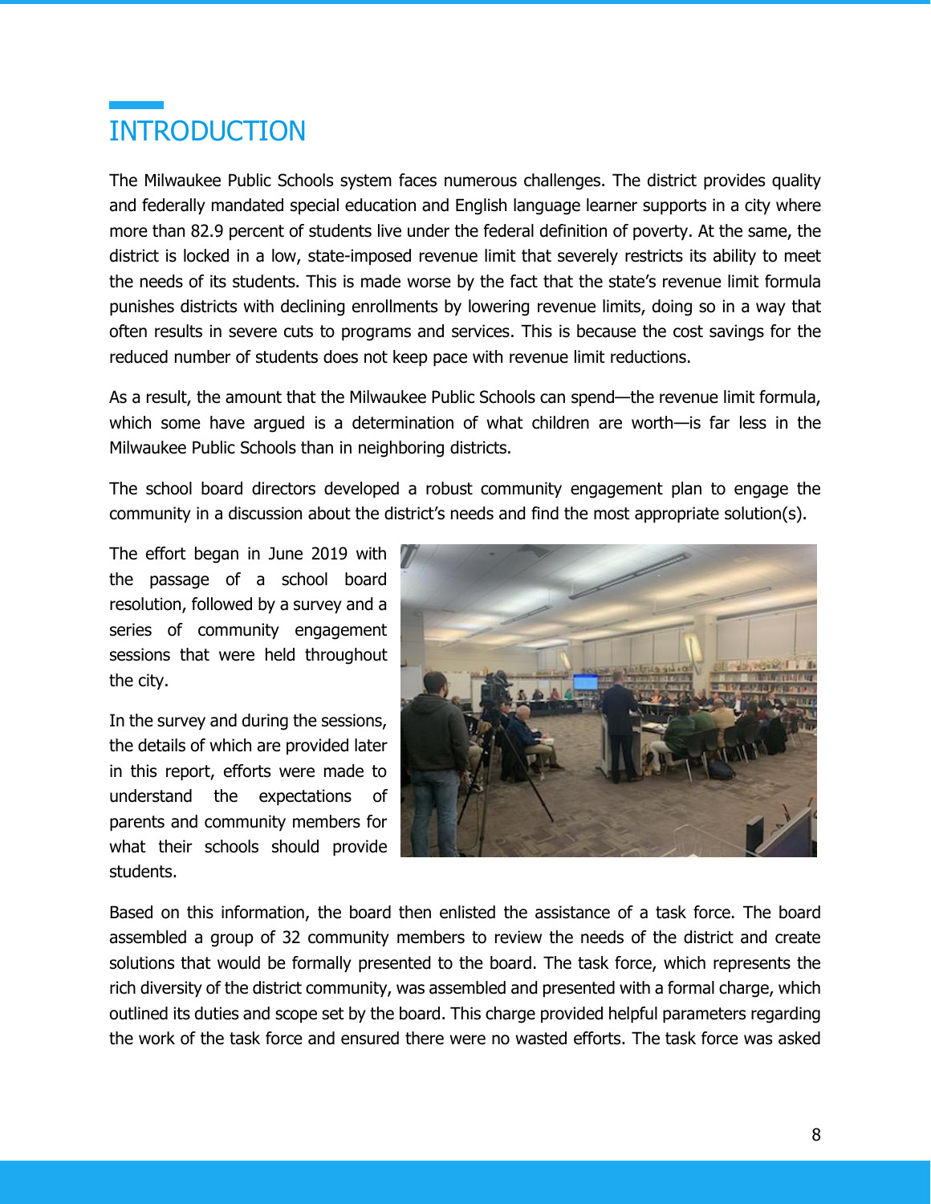# INTRODUCTION

The Milwaukee Public Schools system faces numerous challenges. The district provides quality and federally mandated special education and English language learner supports in a city where more than 82.9 percent of students live under the federal definition of poverty. At the same, the district is locked in a low, state-imposed revenue limit that severely restricts its ability to meet the needs of its students. This is made worse by the fact that the state's revenue limit formula punishes districts with declining enrollments by lowering revenue limits, doing so in a way that often results in severe cuts to programs and services. This is because the cost savings for the reduced number of students does not keep pace with revenue limit reductions.

As a result, the amount that the Milwaukee Public Schools can spend—the revenue limit formula, which some have argued is a determination of what children are worth—is far less in the Milwaukee Public Schools than in neighboring districts.

The school board directors developed a robust community engagement plan to engage the community in a discussion about the district's needs and find the most appropriate solution(s).

The effort began in June 2019 with the passage of a school board resolution, followed by a survey and a series of community engagement sessions that were held throughout the city.

In the survey and during the sessions, the details of which are provided later in this report, efforts were made to understand the expectations of parents and community members for what their schools should provide students.

Based on this information, the board then enlisted the assistance of a task force. The board assembled a group of 32 community members to review the needs of the district and create solutions that would be formally presented to the board. The task force, which represents the rich diversity of the district community, was assembled and presented with a formal charge, which outlined its duties and scope set by the board. This charge provided helpful parameters regarding the work of the task force and ensured there were no wasted efforts. The task force was asked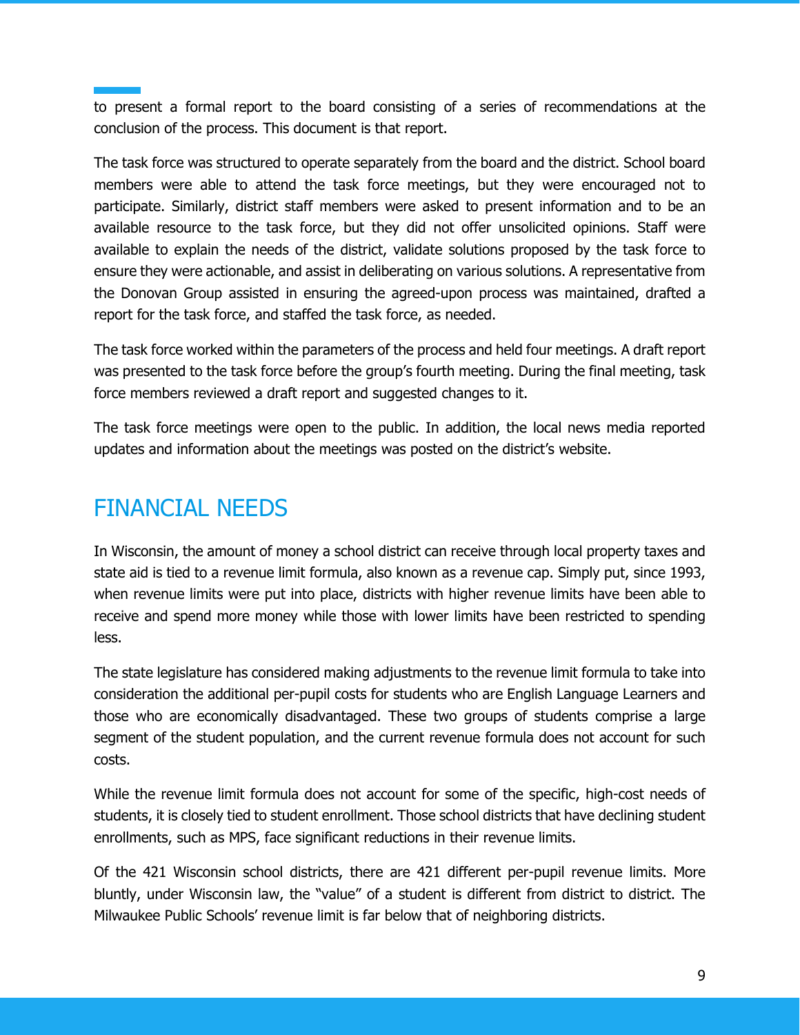to present a formal report to the board consisting of a series of recommendations at the conclusion of the process. This document is that report.

The task force was structured to operate separately from the board and the district. School board members were able to attend the task force meetings, but they were encouraged not to participate. Similarly, district staff members were asked to present information and to be an available resource to the task force, but they did not offer unsolicited opinions. Staff were available to explain the needs of the district, validate solutions proposed by the task force to ensure they were actionable, and assist in deliberating on various solutions. A representative from the Donovan Group assisted in ensuring the agreed-upon process was maintained, drafted a report for the task force, and staffed the task force, as needed.

The task force worked within the parameters of the process and held four meetings. A draft report was presented to the task force before the group's fourth meeting. During the final meeting, task force members reviewed a draft report and suggested changes to it.

The task force meetings were open to the public. In addition, the local news media reported updates and information about the meetings was posted on the district's website.

## FINANCIAL NEEDS

In Wisconsin, the amount of money a school district can receive through local property taxes and state aid is tied to a revenue limit formula, also known as a revenue cap. Simply put, since 1993, when revenue limits were put into place, districts with higher revenue limits have been able to receive and spend more money while those with lower limits have been restricted to spending less.

The state legislature has considered making adjustments to the revenue limit formula to take into consideration the additional per-pupil costs for students who are English Language Learners and those who are economically disadvantaged. These two groups of students comprise a large segment of the student population, and the current revenue formula does not account for such costs.

While the revenue limit formula does not account for some of the specific, high-cost needs of students, it is closely tied to student enrollment. Those school districts that have declining student enrollments, such as MPS, face significant reductions in their revenue limits.

Of the 421 Wisconsin school districts, there are 421 different per-pupil revenue limits. More bluntly, under Wisconsin law, the "value" of a student is different from district to district. The Milwaukee Public Schools' revenue limit is far below that of neighboring districts.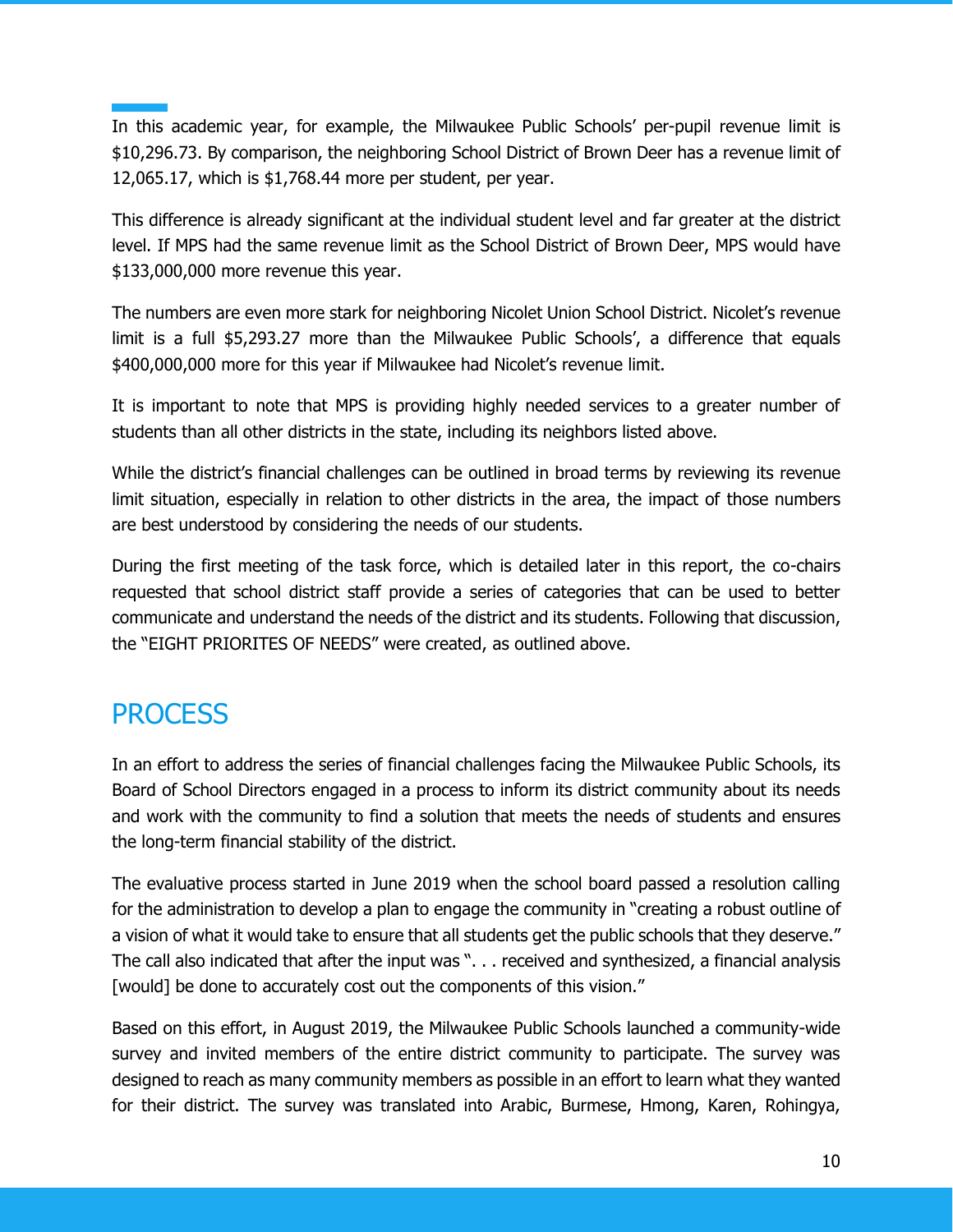In this academic year, for example, the Milwaukee Public Schools' per-pupil revenue limit is $10,296.73. By comparison, the neighboring School District of Brown Deer has a revenue limit of 12,065.17, which is $1,768.44 more per student, per year.

This difference is already significant at the individual student level and far greater at the district level. If MPS had the same revenue limit as the School District of Brown Deer, MPS would have $133,000,000 more revenue this year.

The numbers are even more stark for neighboring Nicolet Union School District. Nicolet's revenue limit is a full $5,293.27 more than the Milwaukee Public Schools', a difference that equals $400,000,000 more for this year if Milwaukee had Nicolet's revenue limit.

It is important to note that MPS is providing highly needed services to a greater number of students than all other districts in the state, including its neighbors listed above.

While the district's financial challenges can be outlined in broad terms by reviewing its revenue limit situation, especially in relation to other districts in the area, the impact of those numbers are best understood by considering the needs of our students.

During the first meeting of the task force, which is detailed later in this report, the co-chairs requested that school district staff provide a series of categories that can be used to better communicate and understand the needs of the district and its students. Following that discussion, the "EIGHT PRIORITES OF NEEDS" were created, as outlined above.

## PROCESS

In an effort to address the series of financial challenges facing the Milwaukee Public Schools, its Board of School Directors engaged in a process to inform its district community about its needs and work with the community to find a solution that meets the needs of students and ensures the long-term financial stability of the district.

The evaluative process started in June 2019 when the school board passed a resolution calling for the administration to develop a plan to engage the community in "creating a robust outline of a vision of what it would take to ensure that all students get the public schools that they deserve." The call also indicated that after the input was ". . . received and synthesized, a financial analysis [would] be done to accurately cost out the components of this vision."

Based on this effort, in August 2019, the Milwaukee Public Schools launched a community-wide survey and invited members of the entire district community to participate. The survey was designed to reach as many community members as possible in an effort to learn what they wanted for their district. The survey was translated into Arabic, Burmese, Hmong, Karen, Rohingya,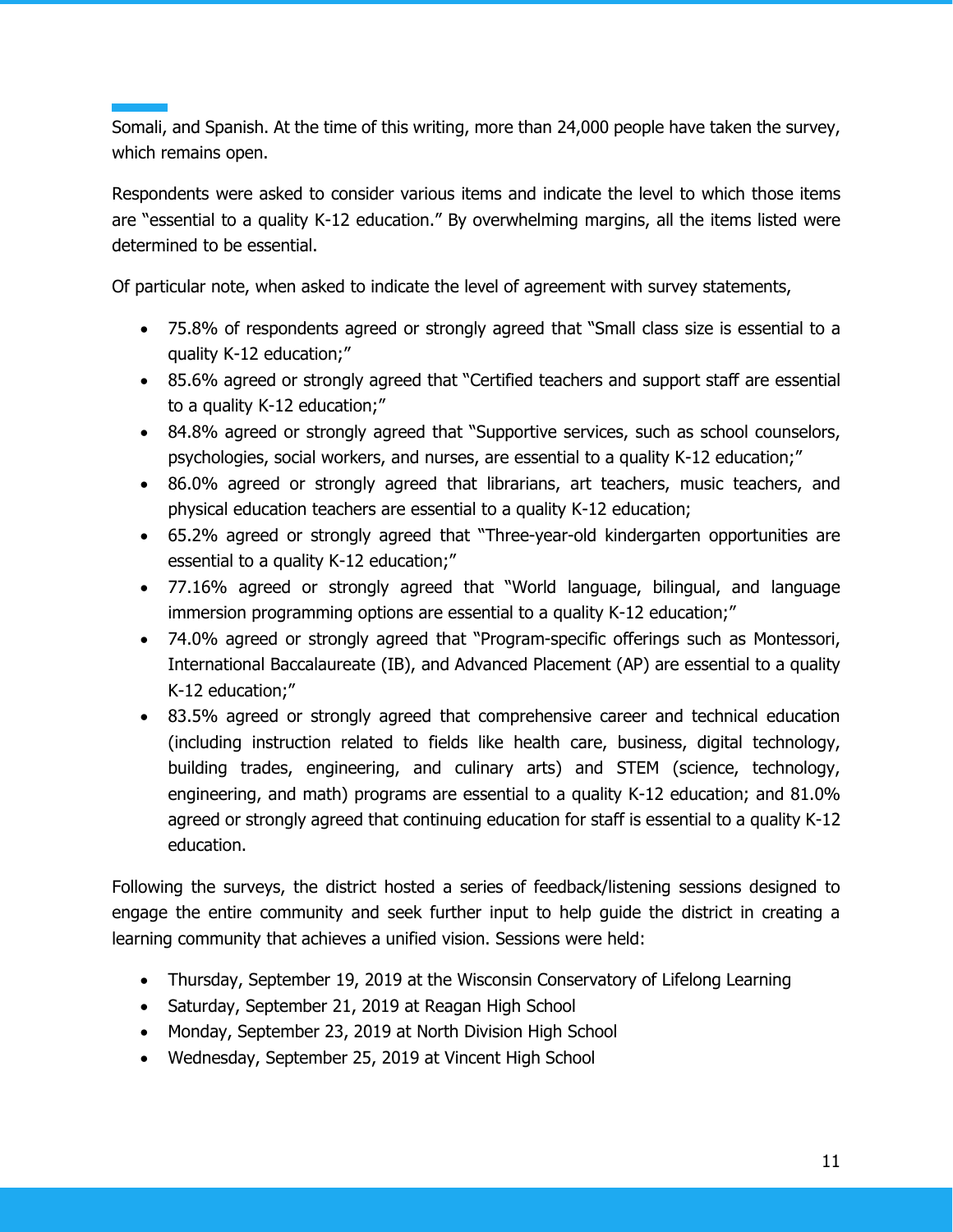Somali, and Spanish. At the time of this writing, more than 24,000 people have taken the survey, which remains open.

Respondents were asked to consider various items and indicate the level to which those items are "essential to a quality K-12 education." By overwhelming margins, all the items listed were determined to be essential.

Of particular note, when asked to indicate the level of agreement with survey statements,

- 75.8% of respondents agreed or strongly agreed that "Small class size is essential to a quality K-12 education;"
- 85.6% agreed or strongly agreed that "Certified teachers and support staff are essential to a quality K-12 education;"
- 84.8% agreed or strongly agreed that "Supportive services, such as school counselors, psychologies, social workers, and nurses, are essential to a quality K-12 education;"
- 86.0% agreed or strongly agreed that librarians, art teachers, music teachers, and physical education teachers are essential to a quality K-12 education;
- 65.2% agreed or strongly agreed that "Three-year-old kindergarten opportunities are essential to a quality K-12 education;"
- 77.16% agreed or strongly agreed that "World language, bilingual, and language immersion programming options are essential to a quality K-12 education;"
- 74.0% agreed or strongly agreed that "Program-specific offerings such as Montessori, International Baccalaureate (IB), and Advanced Placement (AP) are essential to a quality K-12 education;"
- 83.5% agreed or strongly agreed that comprehensive career and technical education (including instruction related to fields like health care, business, digital technology, building trades, engineering, and culinary arts) and STEM (science, technology, engineering, and math) programs are essential to a quality K-12 education; and 81.0% agreed or strongly agreed that continuing education for staff is essential to a quality K-12 education.

Following the surveys, the district hosted a series of feedback/listening sessions designed to engage the entire community and seek further input to help guide the district in creating a learning community that achieves a unified vision. Sessions were held:

- Thursday, September 19, 2019 at the Wisconsin Conservatory of Lifelong Learning
- Saturday, September 21, 2019 at Reagan High School
- Monday, September 23, 2019 at North Division High School
- Wednesday, September 25, 2019 at Vincent High School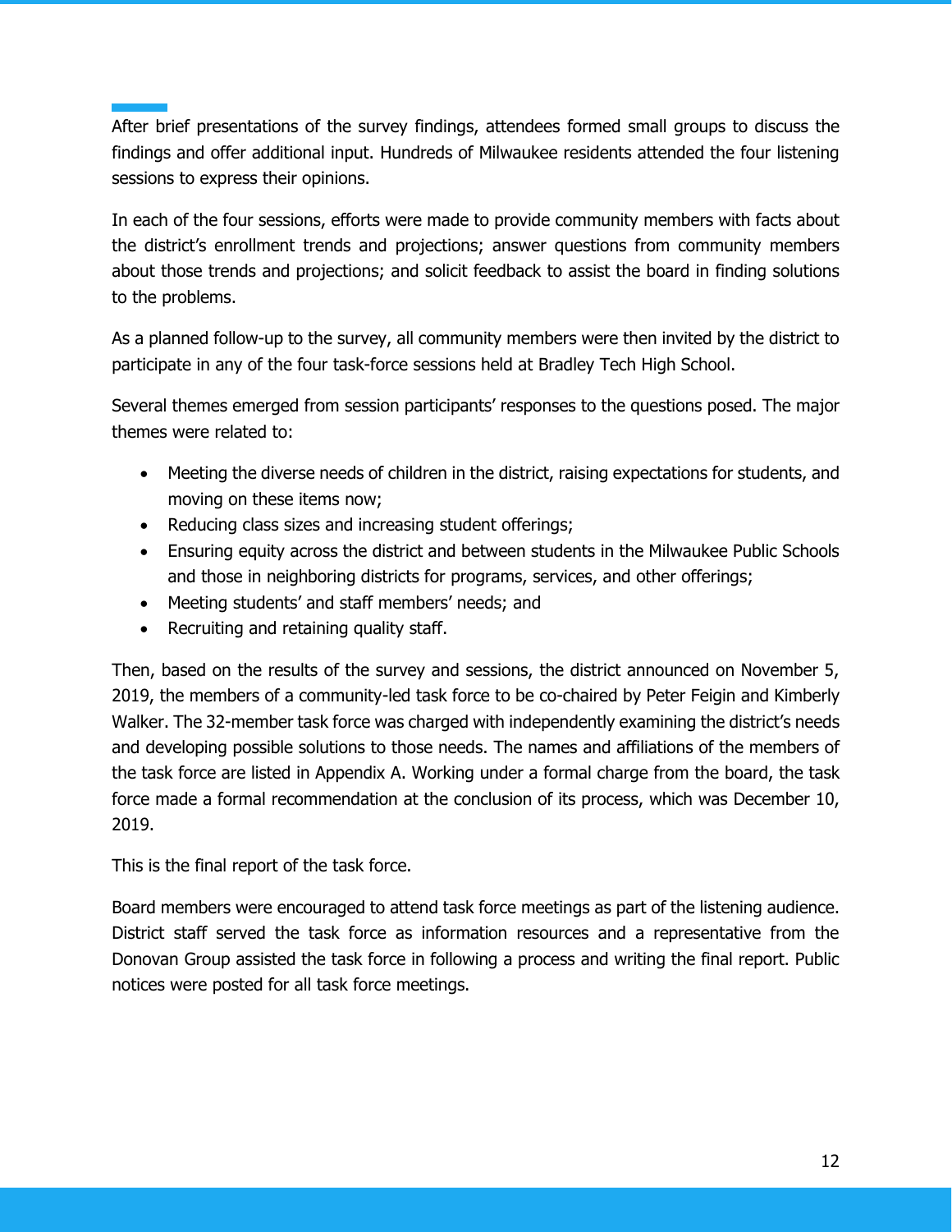After brief presentations of the survey findings, attendees formed small groups to discuss the findings and offer additional input. Hundreds of Milwaukee residents attended the four listening sessions to express their opinions.

In each of the four sessions, efforts were made to provide community members with facts about the district's enrollment trends and projections; answer questions from community members about those trends and projections; and solicit feedback to assist the board in finding solutions to the problems.

As a planned follow-up to the survey, all community members were then invited by the district to participate in any of the four task-force sessions held at Bradley Tech High School.

Several themes emerged from session participants' responses to the questions posed. The major themes were related to:

- Meeting the diverse needs of children in the district, raising expectations for students, and moving on these items now;
- Reducing class sizes and increasing student offerings;
- Ensuring equity across the district and between students in the Milwaukee Public Schools and those in neighboring districts for programs, services, and other offerings;
- Meeting students' and staff members' needs; and
- Recruiting and retaining quality staff.

Then, based on the results of the survey and sessions, the district announced on November 5, 2019, the members of a community-led task force to be co-chaired by Peter Feigin and Kimberly Walker. The 32-member task force was charged with independently examining the district's needs and developing possible solutions to those needs. The names and affiliations of the members of the task force are listed in Appendix A. Working under a formal charge from the board, the task force made a formal recommendation at the conclusion of its process, which was December 10, 2019.

This is the final report of the task force.

Board members were encouraged to attend task force meetings as part of the listening audience. District staff served the task force as information resources and a representative from the Donovan Group assisted the task force in following a process and writing the final report. Public notices were posted for all task force meetings.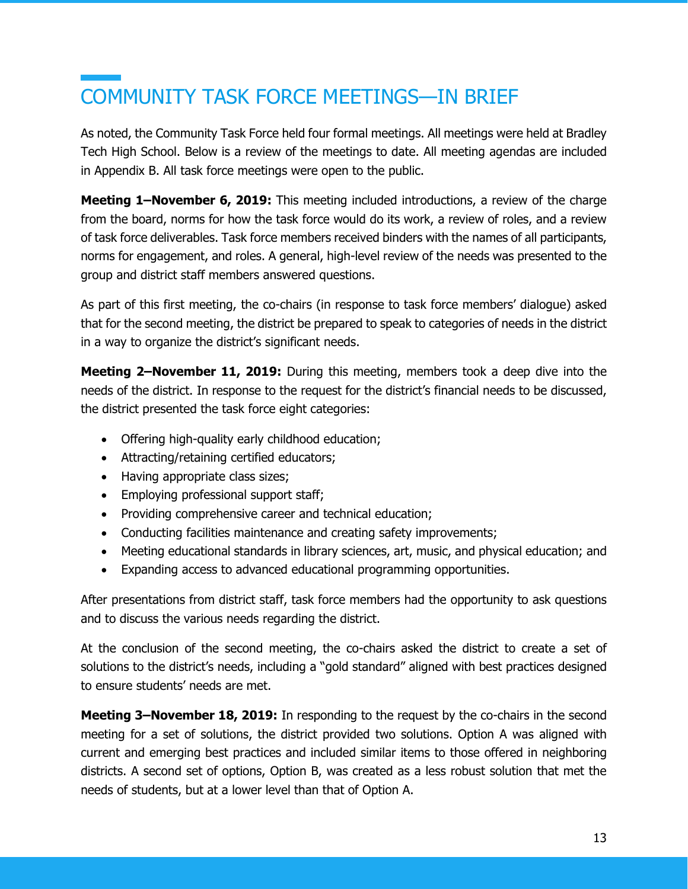# COMMUNITY TASK FORCE MEETINGS—IN BRIEF

As noted, the Community Task Force held four formal meetings. All meetings were held at Bradley Tech High School. Below is a review of the meetings to date. All meeting agendas are included in Appendix B. All task force meetings were open to the public.

**Meeting 1–November 6, 2019:** This meeting included introductions, a review of the charge from the board, norms for how the task force would do its work, a review of roles, and a review of task force deliverables. Task force members received binders with the names of all participants, norms for engagement, and roles. A general, high-level review of the needs was presented to the group and district staff members answered questions.

As part of this first meeting, the co-chairs (in response to task force members' dialogue) asked that for the second meeting, the district be prepared to speak to categories of needs in the district in a way to organize the district's significant needs.

**Meeting 2–November 11, 2019:** During this meeting, members took a deep dive into the needs of the district. In response to the request for the district's financial needs to be discussed, the district presented the task force eight categories:

- Offering high-quality early childhood education;
- Attracting/retaining certified educators;
- Having appropriate class sizes;
- Employing professional support staff;
- Providing comprehensive career and technical education;
- Conducting facilities maintenance and creating safety improvements;
- Meeting educational standards in library sciences, art, music, and physical education; and
- Expanding access to advanced educational programming opportunities.

After presentations from district staff, task force members had the opportunity to ask questions and to discuss the various needs regarding the district.

At the conclusion of the second meeting, the co-chairs asked the district to create a set of solutions to the district's needs, including a "gold standard" aligned with best practices designed to ensure students' needs are met.

**Meeting 3–November 18, 2019:** In responding to the request by the co-chairs in the second meeting for a set of solutions, the district provided two solutions. Option A was aligned with current and emerging best practices and included similar items to those offered in neighboring districts. A second set of options, Option B, was created as a less robust solution that met the needs of students, but at a lower level than that of Option A.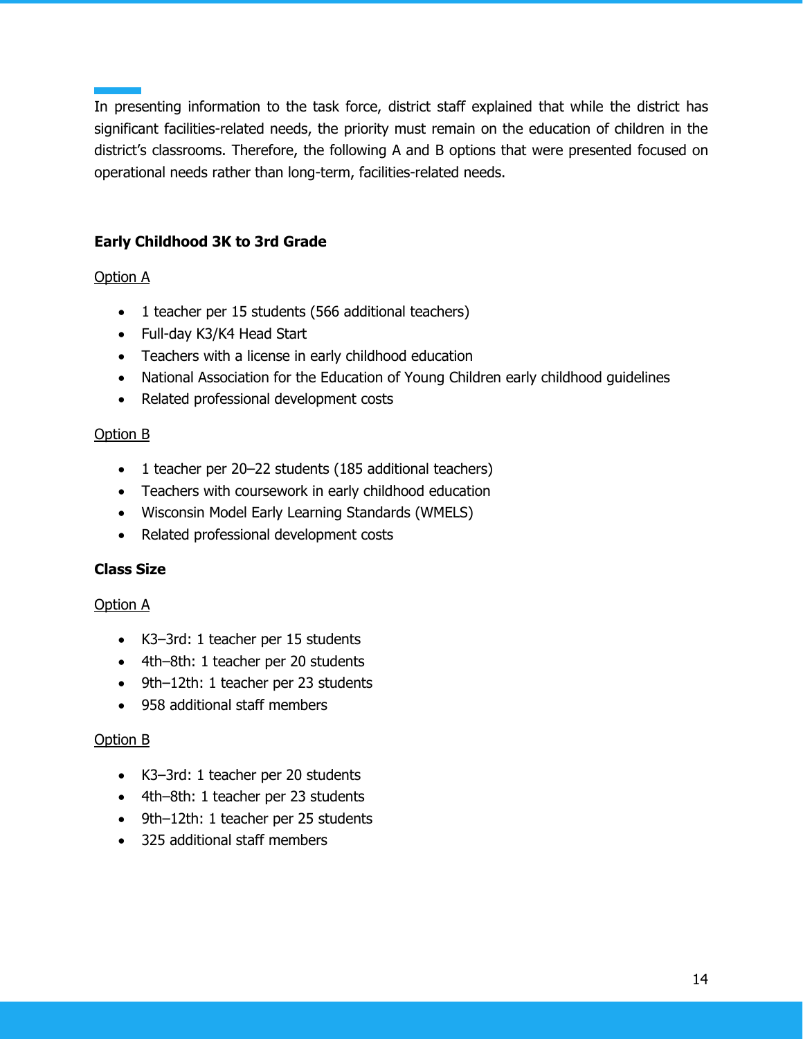In presenting information to the task force, district staff explained that while the district has significant facilities-related needs, the priority must remain on the education of children in the district's classrooms. Therefore, the following A and B options that were presented focused on operational needs rather than long-term, facilities-related needs.

### Early Childhood 3K to 3rd Grade

Option A

- 1 teacher per 15 students (566 additional teachers)
- Full-day K3/K4 Head Start
- Teachers with a license in early childhood education
- National Association for the Education of Young Children early childhood guidelines
- Related professional development costs

Option B

- 1 teacher per 20–22 students (185 additional teachers)
- Teachers with coursework in early childhood education
- Wisconsin Model Early Learning Standards (WMELS)
- Related professional development costs

### Class Size

Option A

- K3–3rd: 1 teacher per 15 students
- 4th–8th: 1 teacher per 20 students
- 9th–12th: 1 teacher per 23 students
- 958 additional staff members

Option B

- K3–3rd: 1 teacher per 20 students
- 4th–8th: 1 teacher per 23 students
- 9th–12th: 1 teacher per 25 students
- 325 additional staff members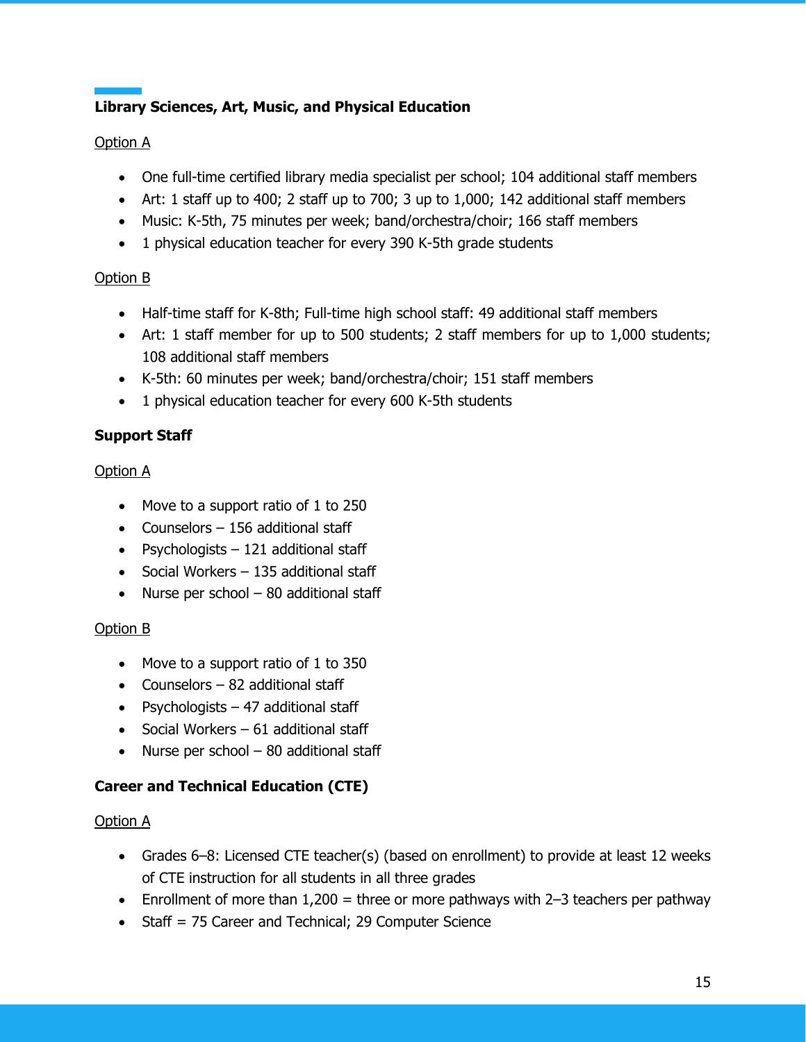### Library Sciences, Art, Music, and Physical Education

Option A

- One full-time certified library media specialist per school; 104 additional staff members
- Art: 1 staff up to 400; 2 staff up to 700; 3 up to 1,000; 142 additional staff members
- Music: K-5th, 75 minutes per week; band/orchestra/choir; 166 staff members
- 1 physical education teacher for every 390 K-5th grade students

Option B

- Half-time staff for K-8th; Full-time high school staff: 49 additional staff members
- Art: 1 staff member for up to 500 students; 2 staff members for up to 1,000 students; 108 additional staff members
- K-5th: 60 minutes per week; band/orchestra/choir; 151 staff members
- 1 physical education teacher for every 600 K-5th students

### Support Staff

Option A

- Move to a support ratio of 1 to 250
- Counselors – 156 additional staff
- Psychologists – 121 additional staff
- Social Workers – 135 additional staff
- Nurse per school – 80 additional staff

Option B

- Move to a support ratio of 1 to 350
- Counselors – 82 additional staff
- Psychologists – 47 additional staff
- Social Workers – 61 additional staff
- Nurse per school – 80 additional staff

### Career and Technical Education (CTE)

Option A

- Grades 6–8: Licensed CTE teacher(s) (based on enrollment) to provide at least 12 weeks of CTE instruction for all students in all three grades
- Enrollment of more than 1,200 = three or more pathways with 2–3 teachers per pathway
- Staff = 75 Career and Technical; 29 Computer Science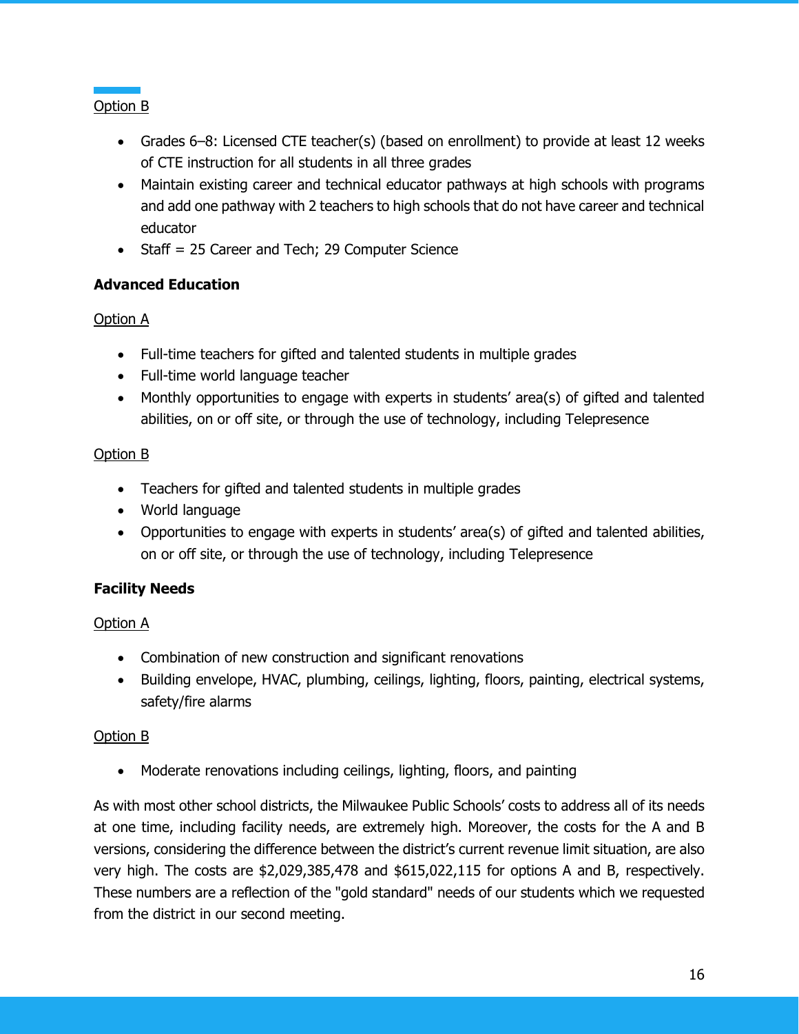Option B

- Grades 6–8: Licensed CTE teacher(s) (based on enrollment) to provide at least 12 weeks of CTE instruction for all students in all three grades
- Maintain existing career and technical educator pathways at high schools with programs and add one pathway with 2 teachers to high schools that do not have career and technical educator
- Staff = 25 Career and Tech; 29 Computer Science

**Advanced Education**

Option A

- Full-time teachers for gifted and talented students in multiple grades
- Full-time world language teacher
- Monthly opportunities to engage with experts in students' area(s) of gifted and talented abilities, on or off site, or through the use of technology, including Telepresence

Option B

- Teachers for gifted and talented students in multiple grades
- World language
- Opportunities to engage with experts in students' area(s) of gifted and talented abilities, on or off site, or through the use of technology, including Telepresence

**Facility Needs**

Option A

- Combination of new construction and significant renovations
- Building envelope, HVAC, plumbing, ceilings, lighting, floors, painting, electrical systems, safety/fire alarms

Option B

- Moderate renovations including ceilings, lighting, floors, and painting

As with most other school districts, the Milwaukee Public Schools' costs to address all of its needs at one time, including facility needs, are extremely high. Moreover, the costs for the A and B versions, considering the difference between the district's current revenue limit situation, are also very high. The costs are $2,029,385,478 and $615,022,115 for options A and B, respectively. These numbers are a reflection of the "gold standard" needs of our students which we requested from the district in our second meeting.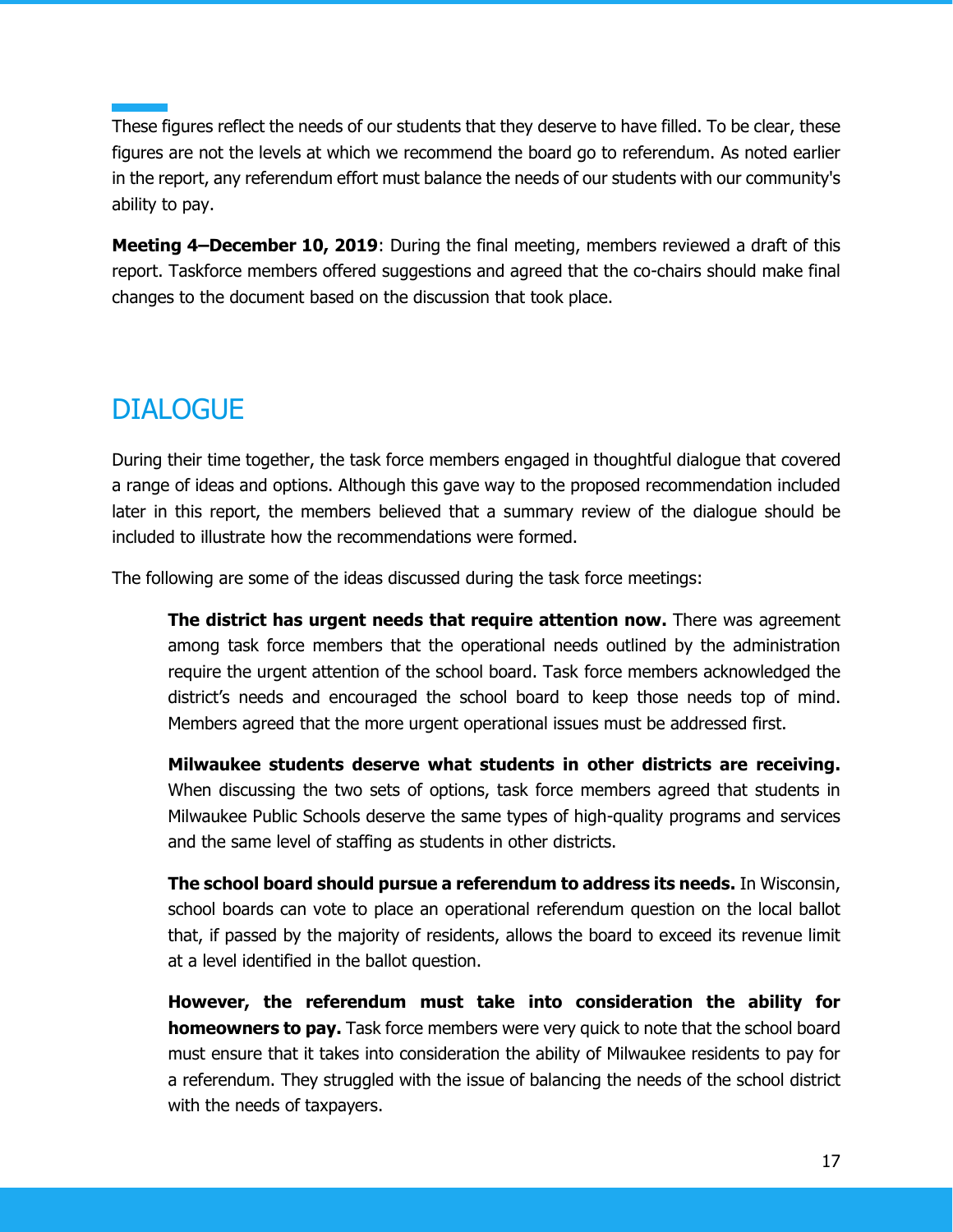These figures reflect the needs of our students that they deserve to have filled. To be clear, these figures are not the levels at which we recommend the board go to referendum. As noted earlier in the report, any referendum effort must balance the needs of our students with our community's ability to pay.

**Meeting 4–December 10, 2019**: During the final meeting, members reviewed a draft of this report. Taskforce members offered suggestions and agreed that the co-chairs should make final changes to the document based on the discussion that took place.

## DIALOGUE

During their time together, the task force members engaged in thoughtful dialogue that covered a range of ideas and options. Although this gave way to the proposed recommendation included later in this report, the members believed that a summary review of the dialogue should be included to illustrate how the recommendations were formed.

The following are some of the ideas discussed during the task force meetings:

> **The district has urgent needs that require attention now.** There was agreement among task force members that the operational needs outlined by the administration require the urgent attention of the school board. Task force members acknowledged the district's needs and encouraged the school board to keep those needs top of mind. Members agreed that the more urgent operational issues must be addressed first.
>
> **Milwaukee students deserve what students in other districts are receiving.** When discussing the two sets of options, task force members agreed that students in Milwaukee Public Schools deserve the same types of high-quality programs and services and the same level of staffing as students in other districts.
>
> **The school board should pursue a referendum to address its needs.** In Wisconsin, school boards can vote to place an operational referendum question on the local ballot that, if passed by the majority of residents, allows the board to exceed its revenue limit at a level identified in the ballot question.
>
> **However, the referendum must take into consideration the ability for homeowners to pay.** Task force members were very quick to note that the school board must ensure that it takes into consideration the ability of Milwaukee residents to pay for a referendum. They struggled with the issue of balancing the needs of the school district with the needs of taxpayers.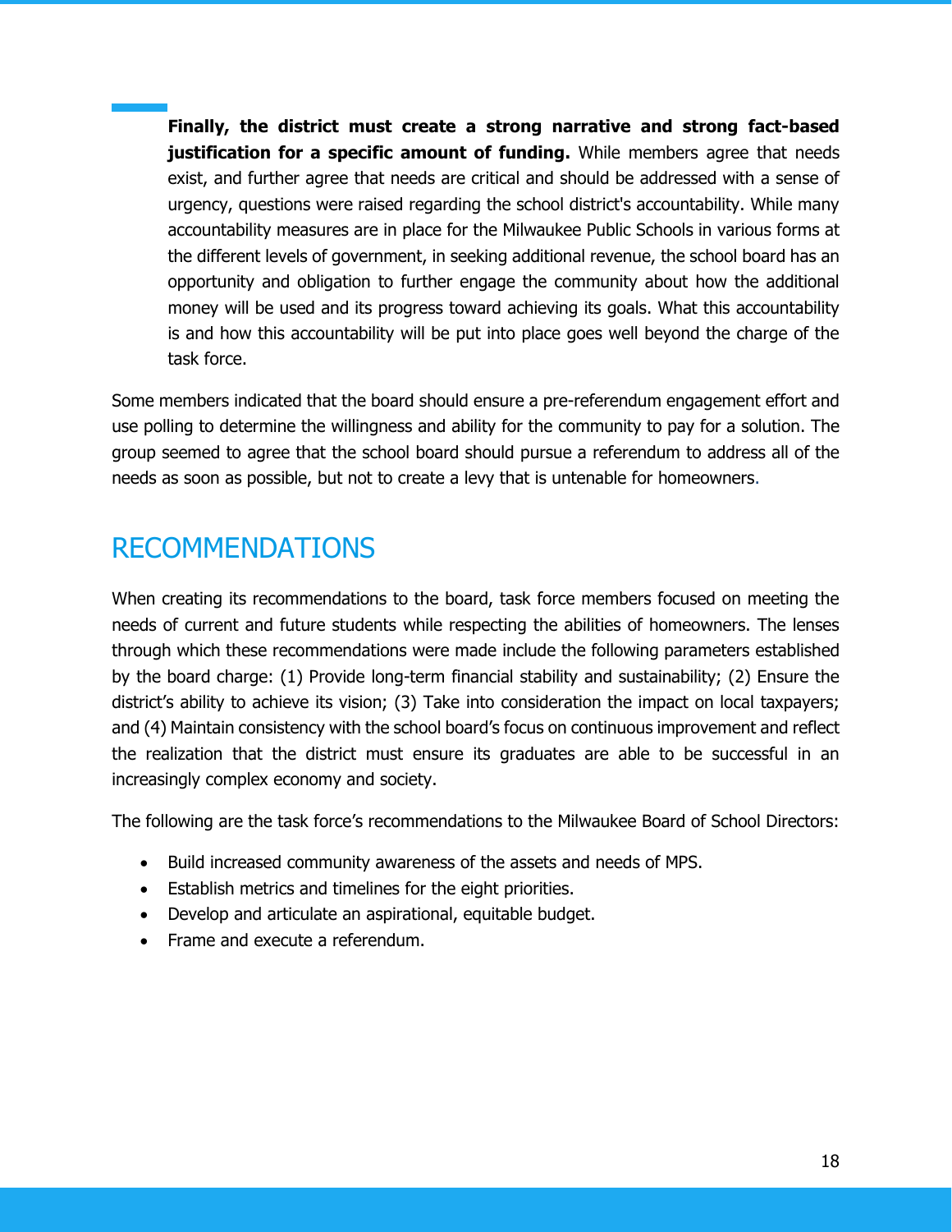**Finally, the district must create a strong narrative and strong fact-based justification for a specific amount of funding.** While members agree that needs exist, and further agree that needs are critical and should be addressed with a sense of urgency, questions were raised regarding the school district's accountability. While many accountability measures are in place for the Milwaukee Public Schools in various forms at the different levels of government, in seeking additional revenue, the school board has an opportunity and obligation to further engage the community about how the additional money will be used and its progress toward achieving its goals. What this accountability is and how this accountability will be put into place goes well beyond the charge of the task force.

Some members indicated that the board should ensure a pre-referendum engagement effort and use polling to determine the willingness and ability for the community to pay for a solution. The group seemed to agree that the school board should pursue a referendum to address all of the needs as soon as possible, but not to create a levy that is untenable for homeowners.

# RECOMMENDATIONS

When creating its recommendations to the board, task force members focused on meeting the needs of current and future students while respecting the abilities of homeowners. The lenses through which these recommendations were made include the following parameters established by the board charge: (1) Provide long-term financial stability and sustainability; (2) Ensure the district's ability to achieve its vision; (3) Take into consideration the impact on local taxpayers; and (4) Maintain consistency with the school board's focus on continuous improvement and reflect the realization that the district must ensure its graduates are able to be successful in an increasingly complex economy and society.

The following are the task force's recommendations to the Milwaukee Board of School Directors:

- Build increased community awareness of the assets and needs of MPS.
- Establish metrics and timelines for the eight priorities.
- Develop and articulate an aspirational, equitable budget.
- Frame and execute a referendum.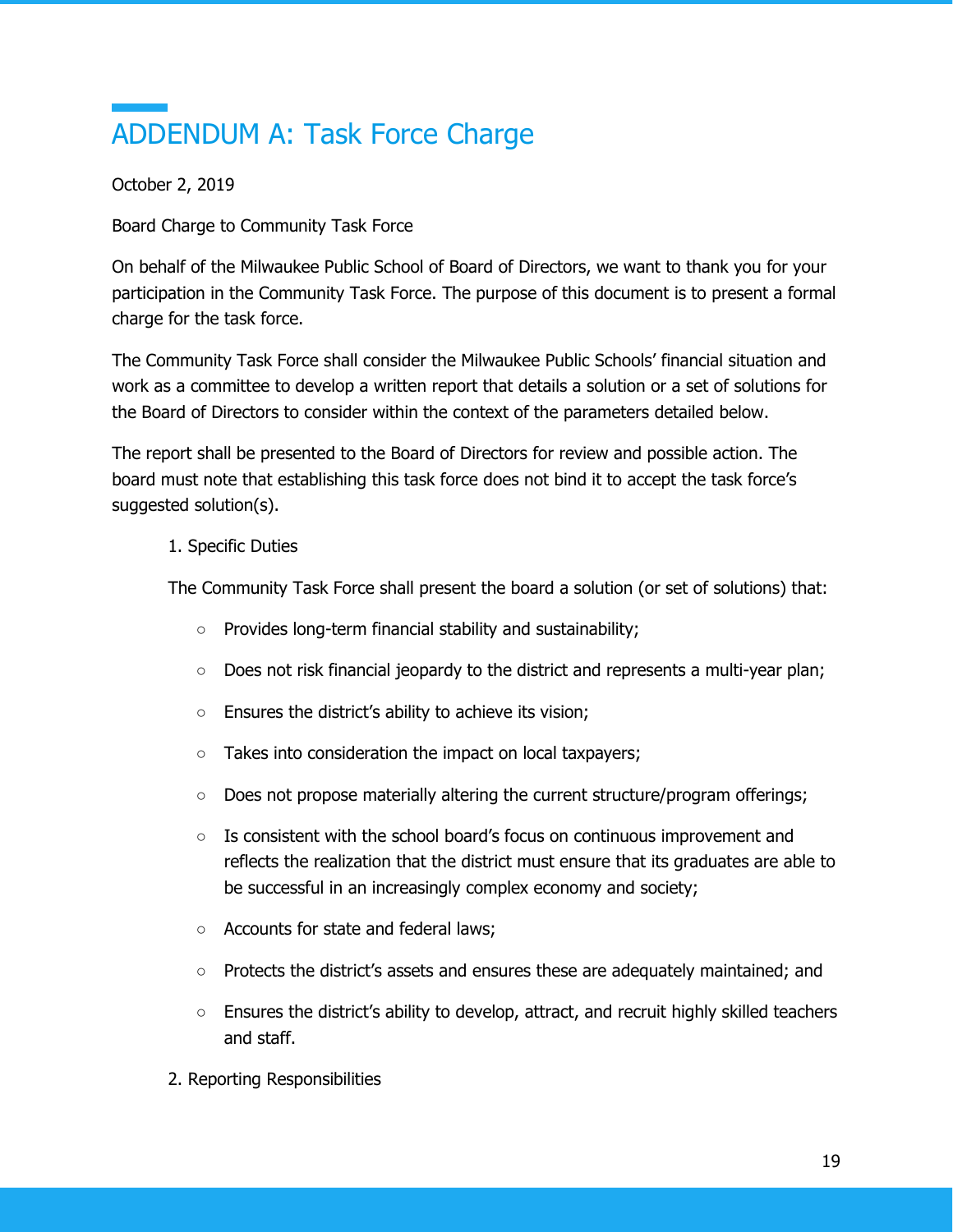# ADDENDUM A: Task Force Charge

October 2, 2019

Board Charge to Community Task Force

On behalf of the Milwaukee Public School of Board of Directors, we want to thank you for your participation in the Community Task Force. The purpose of this document is to present a formal charge for the task force.

The Community Task Force shall consider the Milwaukee Public Schools' financial situation and work as a committee to develop a written report that details a solution or a set of solutions for the Board of Directors to consider within the context of the parameters detailed below.

The report shall be presented to the Board of Directors for review and possible action. The board must note that establishing this task force does not bind it to accept the task force's suggested solution(s).

1. Specific Duties

The Community Task Force shall present the board a solution (or set of solutions) that:

- Provides long-term financial stability and sustainability;
- Does not risk financial jeopardy to the district and represents a multi-year plan;
- Ensures the district's ability to achieve its vision;
- Takes into consideration the impact on local taxpayers;
- Does not propose materially altering the current structure/program offerings;
- Is consistent with the school board's focus on continuous improvement and reflects the realization that the district must ensure that its graduates are able to be successful in an increasingly complex economy and society;
- Accounts for state and federal laws;
- Protects the district's assets and ensures these are adequately maintained; and
- Ensures the district's ability to develop, attract, and recruit highly skilled teachers and staff.

2. Reporting Responsibilities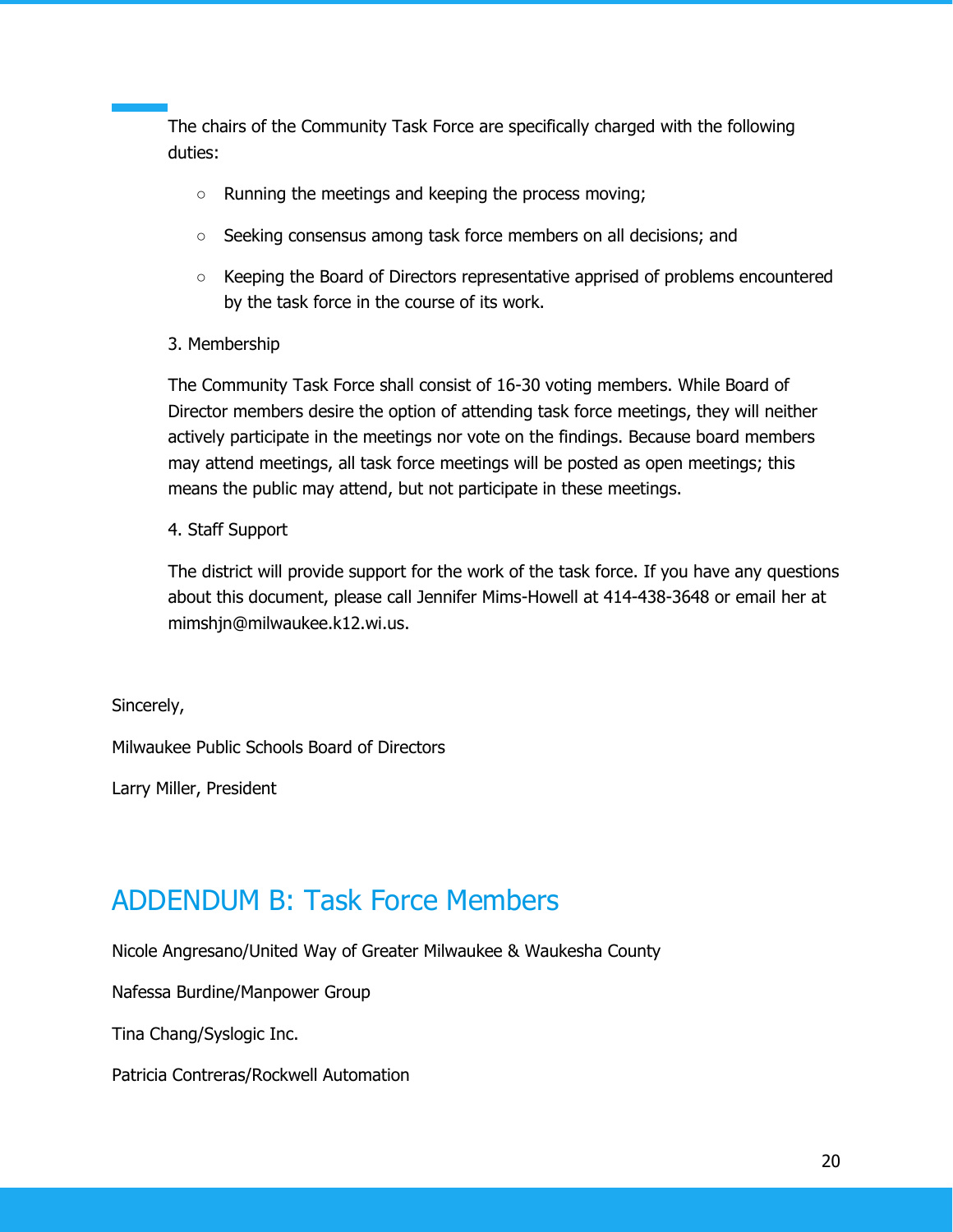The chairs of the Community Task Force are specifically charged with the following duties:

- Running the meetings and keeping the process moving;
- Seeking consensus among task force members on all decisions; and
- Keeping the Board of Directors representative apprised of problems encountered by the task force in the course of its work.

3. Membership

The Community Task Force shall consist of 16-30 voting members. While Board of Director members desire the option of attending task force meetings, they will neither actively participate in the meetings nor vote on the findings. Because board members may attend meetings, all task force meetings will be posted as open meetings; this means the public may attend, but not participate in these meetings.

4. Staff Support

The district will provide support for the work of the task force. If you have any questions about this document, please call Jennifer Mims-Howell at 414-438-3648 or email her at mimshjn@milwaukee.k12.wi.us.

Sincerely,

Milwaukee Public Schools Board of Directors

Larry Miller, President

# ADDENDUM B: Task Force Members

Nicole Angresano/United Way of Greater Milwaukee & Waukesha County

Nafessa Burdine/Manpower Group

Tina Chang/Syslogic Inc.

Patricia Contreras/Rockwell Automation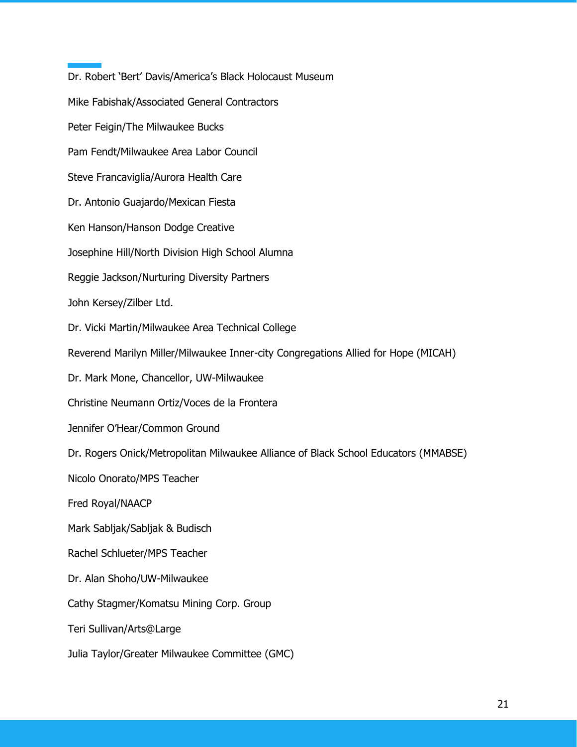Dr. Robert 'Bert' Davis/America's Black Holocaust Museum

Mike Fabishak/Associated General Contractors

Peter Feigin/The Milwaukee Bucks

Pam Fendt/Milwaukee Area Labor Council

Steve Francaviglia/Aurora Health Care

Dr. Antonio Guajardo/Mexican Fiesta

Ken Hanson/Hanson Dodge Creative

Josephine Hill/North Division High School Alumna

Reggie Jackson/Nurturing Diversity Partners

John Kersey/Zilber Ltd.

Dr. Vicki Martin/Milwaukee Area Technical College

Reverend Marilyn Miller/Milwaukee Inner-city Congregations Allied for Hope (MICAH)

Dr. Mark Mone, Chancellor, UW-Milwaukee

Christine Neumann Ortiz/Voces de la Frontera

Jennifer O'Hear/Common Ground

Dr. Rogers Onick/Metropolitan Milwaukee Alliance of Black School Educators (MMABSE)

Nicolo Onorato/MPS Teacher

Fred Royal/NAACP

Mark Sabljak/Sabljak & Budisch

Rachel Schlueter/MPS Teacher

Dr. Alan Shoho/UW-Milwaukee

Cathy Stagmer/Komatsu Mining Corp. Group

Teri Sullivan/Arts@Large

Julia Taylor/Greater Milwaukee Committee (GMC)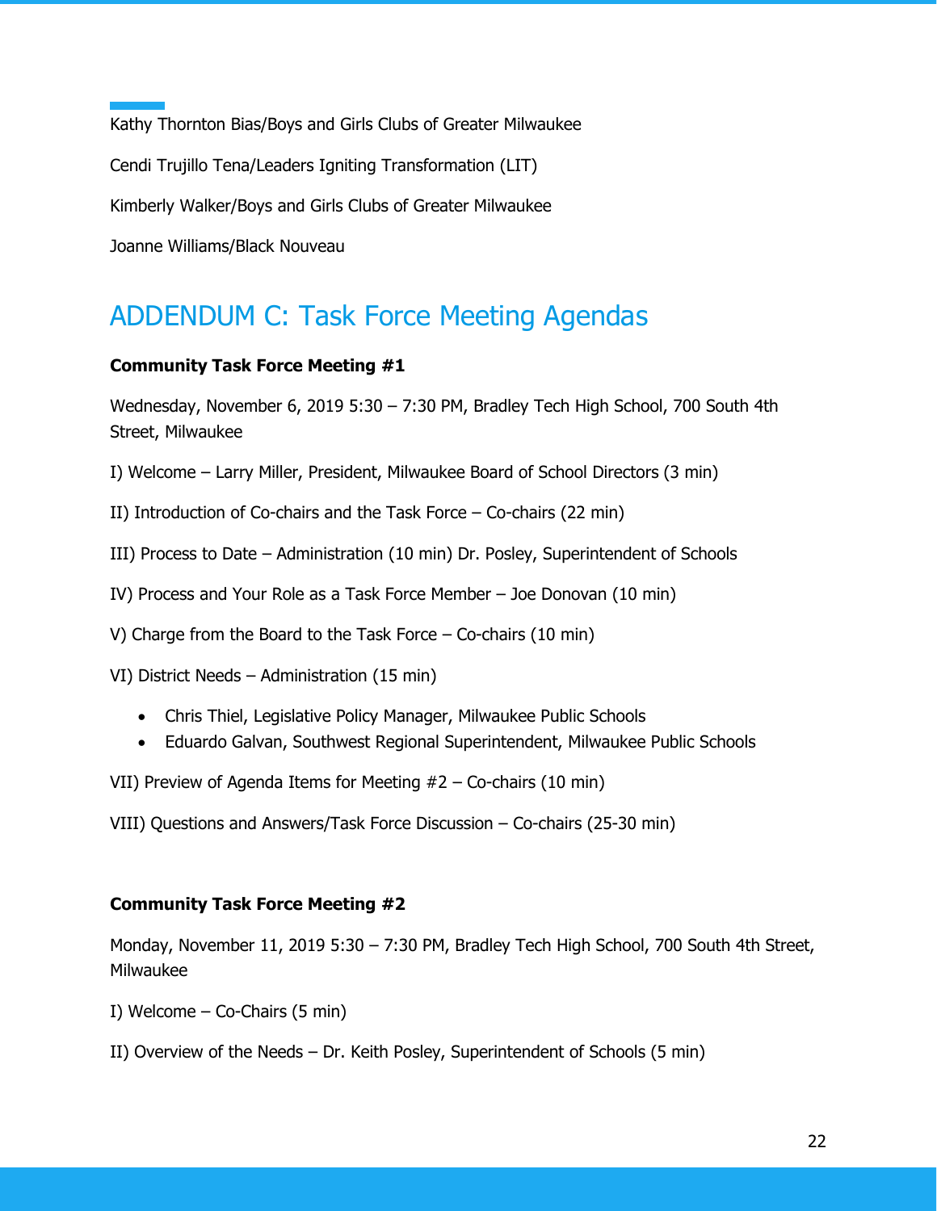Kathy Thornton Bias/Boys and Girls Clubs of Greater Milwaukee

Cendi Trujillo Tena/Leaders Igniting Transformation (LIT)

Kimberly Walker/Boys and Girls Clubs of Greater Milwaukee

Joanne Williams/Black Nouveau

## ADDENDUM C: Task Force Meeting Agendas

**Community Task Force Meeting #1**

Wednesday, November 6, 2019 5:30 – 7:30 PM, Bradley Tech High School, 700 South 4th Street, Milwaukee

I) Welcome – Larry Miller, President, Milwaukee Board of School Directors (3 min)

II) Introduction of Co-chairs and the Task Force – Co-chairs (22 min)

III) Process to Date – Administration (10 min) Dr. Posley, Superintendent of Schools

IV) Process and Your Role as a Task Force Member – Joe Donovan (10 min)

V) Charge from the Board to the Task Force – Co-chairs (10 min)

VI) District Needs – Administration (15 min)

- Chris Thiel, Legislative Policy Manager, Milwaukee Public Schools
- Eduardo Galvan, Southwest Regional Superintendent, Milwaukee Public Schools

VII) Preview of Agenda Items for Meeting #2 – Co-chairs (10 min)

VIII) Questions and Answers/Task Force Discussion – Co-chairs (25-30 min)

**Community Task Force Meeting #2**

Monday, November 11, 2019 5:30 – 7:30 PM, Bradley Tech High School, 700 South 4th Street, Milwaukee

I) Welcome – Co-Chairs (5 min)

II) Overview of the Needs – Dr. Keith Posley, Superintendent of Schools (5 min)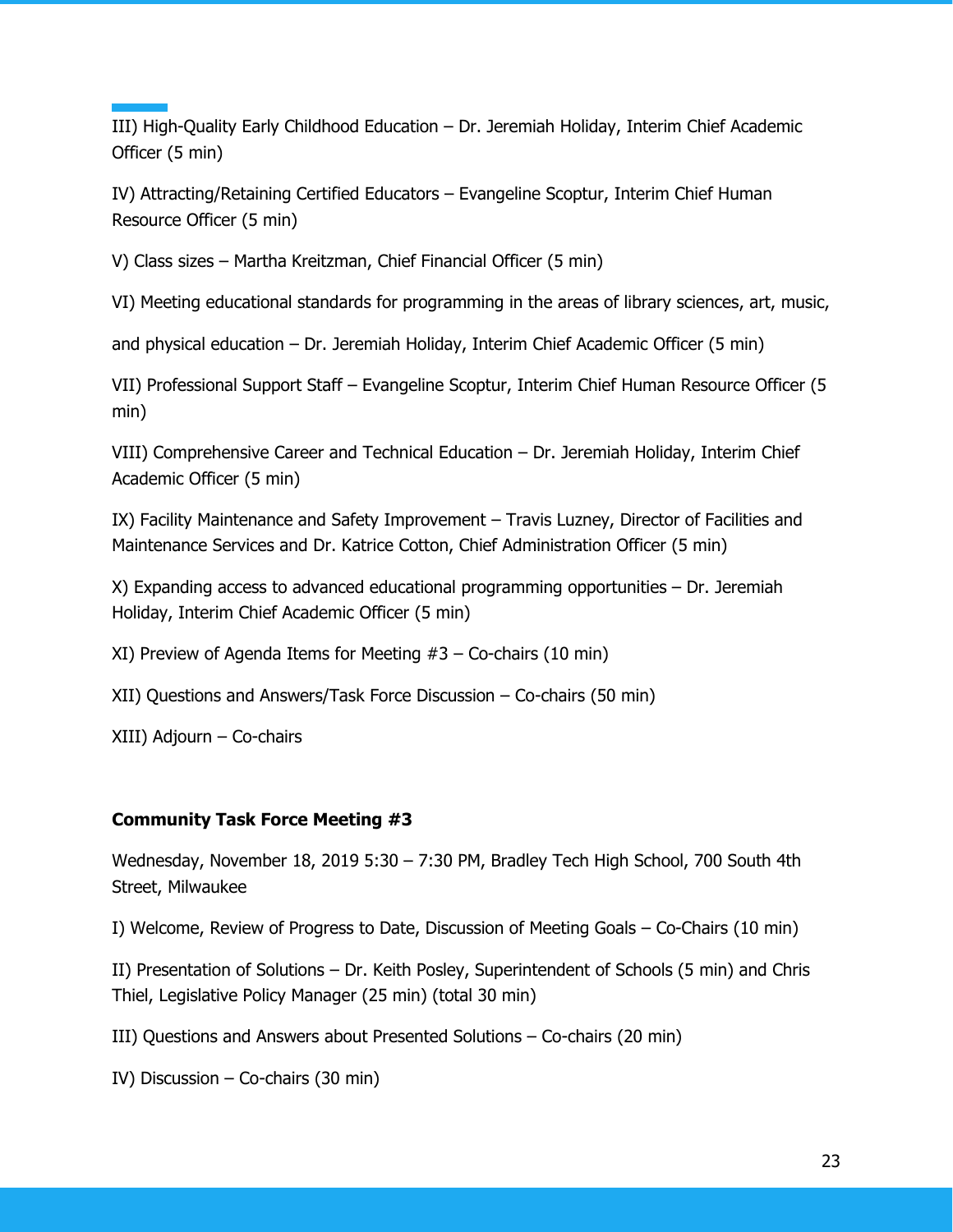III) High-Quality Early Childhood Education – Dr. Jeremiah Holiday, Interim Chief Academic Officer (5 min)

IV) Attracting/Retaining Certified Educators – Evangeline Scoptur, Interim Chief Human Resource Officer (5 min)

V) Class sizes – Martha Kreitzman, Chief Financial Officer (5 min)

VI) Meeting educational standards for programming in the areas of library sciences, art, music, and physical education – Dr. Jeremiah Holiday, Interim Chief Academic Officer (5 min)

VII) Professional Support Staff – Evangeline Scoptur, Interim Chief Human Resource Officer (5 min)

VIII) Comprehensive Career and Technical Education – Dr. Jeremiah Holiday, Interim Chief Academic Officer (5 min)

IX) Facility Maintenance and Safety Improvement – Travis Luzney, Director of Facilities and Maintenance Services and Dr. Katrice Cotton, Chief Administration Officer (5 min)

X) Expanding access to advanced educational programming opportunities – Dr. Jeremiah Holiday, Interim Chief Academic Officer (5 min)

XI) Preview of Agenda Items for Meeting #3 – Co-chairs (10 min)

XII) Questions and Answers/Task Force Discussion – Co-chairs (50 min)

XIII) Adjourn – Co-chairs

**Community Task Force Meeting #3**

Wednesday, November 18, 2019 5:30 – 7:30 PM, Bradley Tech High School, 700 South 4th Street, Milwaukee

I) Welcome, Review of Progress to Date, Discussion of Meeting Goals – Co-Chairs (10 min)

II) Presentation of Solutions – Dr. Keith Posley, Superintendent of Schools (5 min) and Chris Thiel, Legislative Policy Manager (25 min) (total 30 min)

III) Questions and Answers about Presented Solutions – Co-chairs (20 min)

IV) Discussion – Co-chairs (30 min)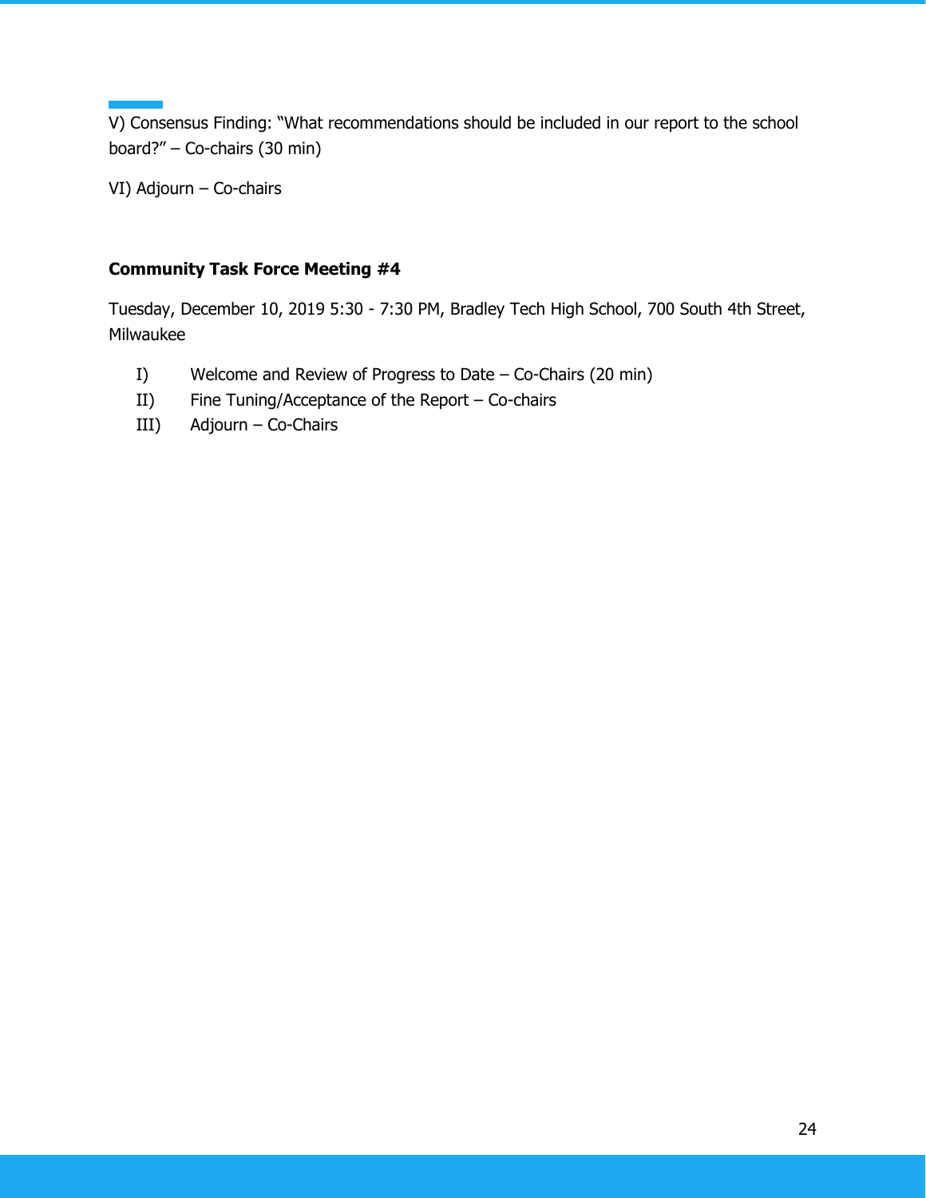V) Consensus Finding: "What recommendations should be included in our report to the school board?" – Co-chairs (30 min)

VI) Adjourn – Co-chairs

**Community Task Force Meeting #4**

Tuesday, December 10, 2019 5:30 - 7:30 PM, Bradley Tech High School, 700 South 4th Street, Milwaukee

I) Welcome and Review of Progress to Date – Co-Chairs (20 min)

II) Fine Tuning/Acceptance of the Report – Co-chairs

III) Adjourn – Co-Chairs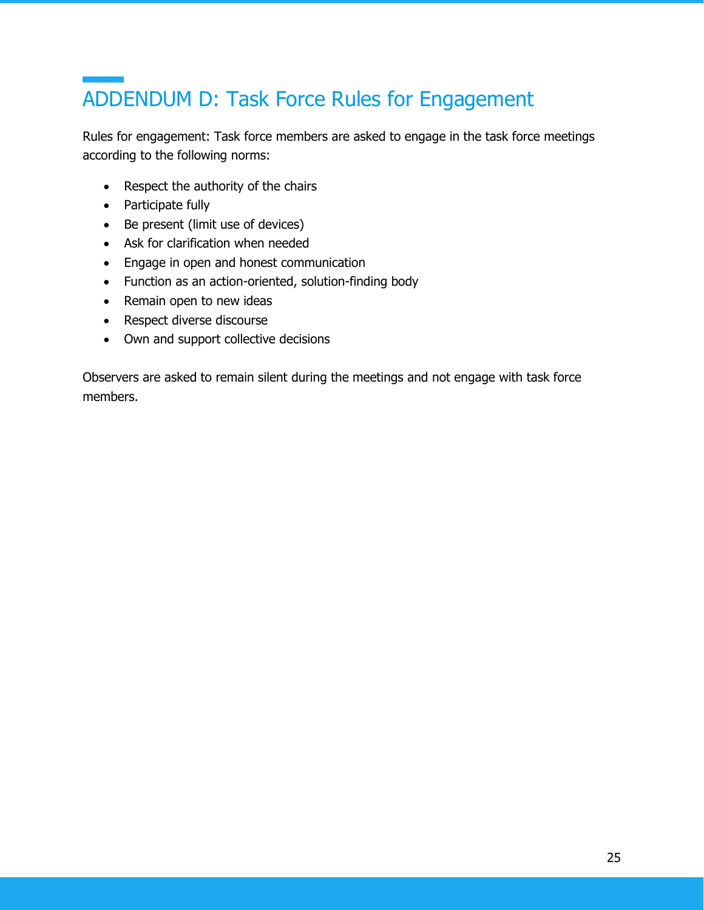# ADDENDUM D: Task Force Rules for Engagement

Rules for engagement: Task force members are asked to engage in the task force meetings according to the following norms:

- Respect the authority of the chairs
- Participate fully
- Be present (limit use of devices)
- Ask for clarification when needed
- Engage in open and honest communication
- Function as an action-oriented, solution-finding body
- Remain open to new ideas
- Respect diverse discourse
- Own and support collective decisions

Observers are asked to remain silent during the meetings and not engage with task force members.